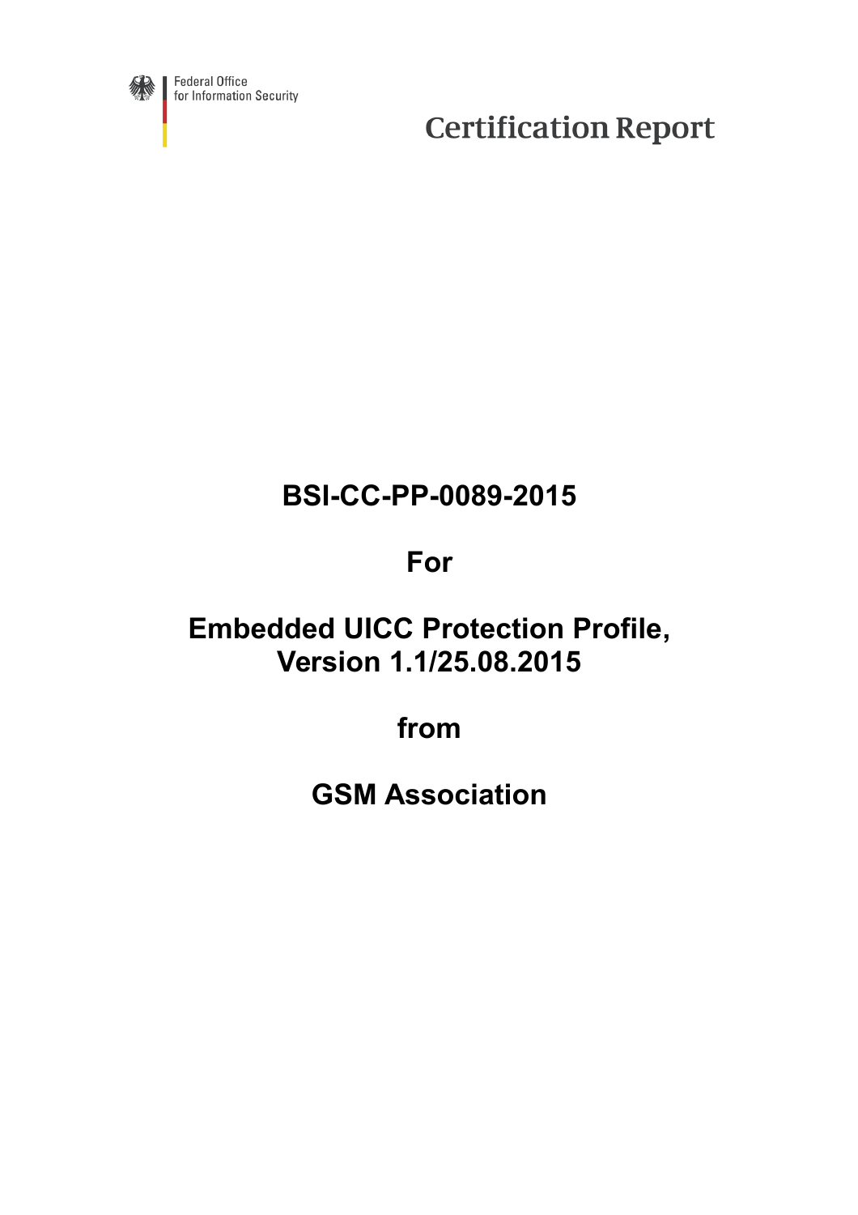Federal Office
for Information Security

# Certification Report

## BSI-CC-PP-0089-2015

## For

## Embedded UICC Protection Profile, Version 1.1/25.08.2015

## from

## GSM Association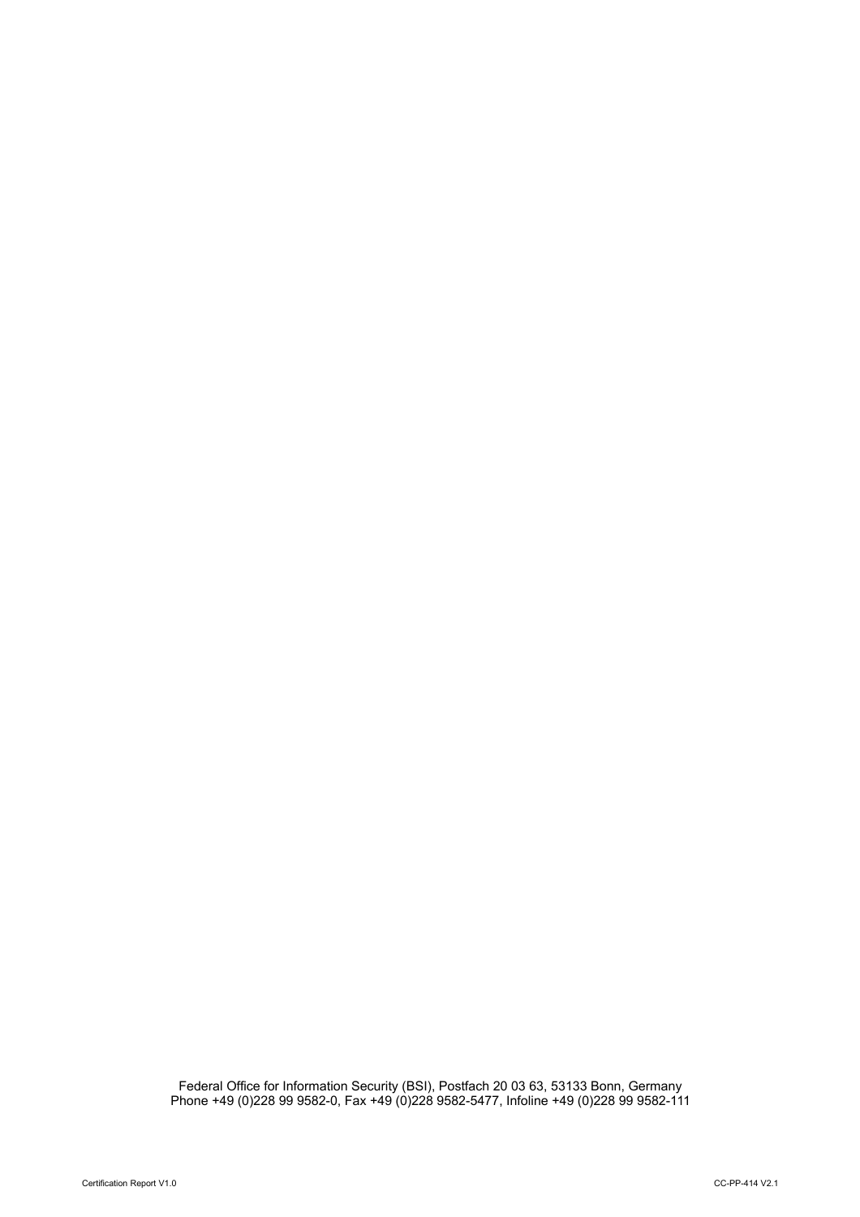Federal Office for Information Security (BSI), Postfach 20 03 63, 53133 Bonn, Germany
Phone +49 (0)228 99 9582-0, Fax +49 (0)228 9582-5477, Infoline +49 (0)228 99 9582-111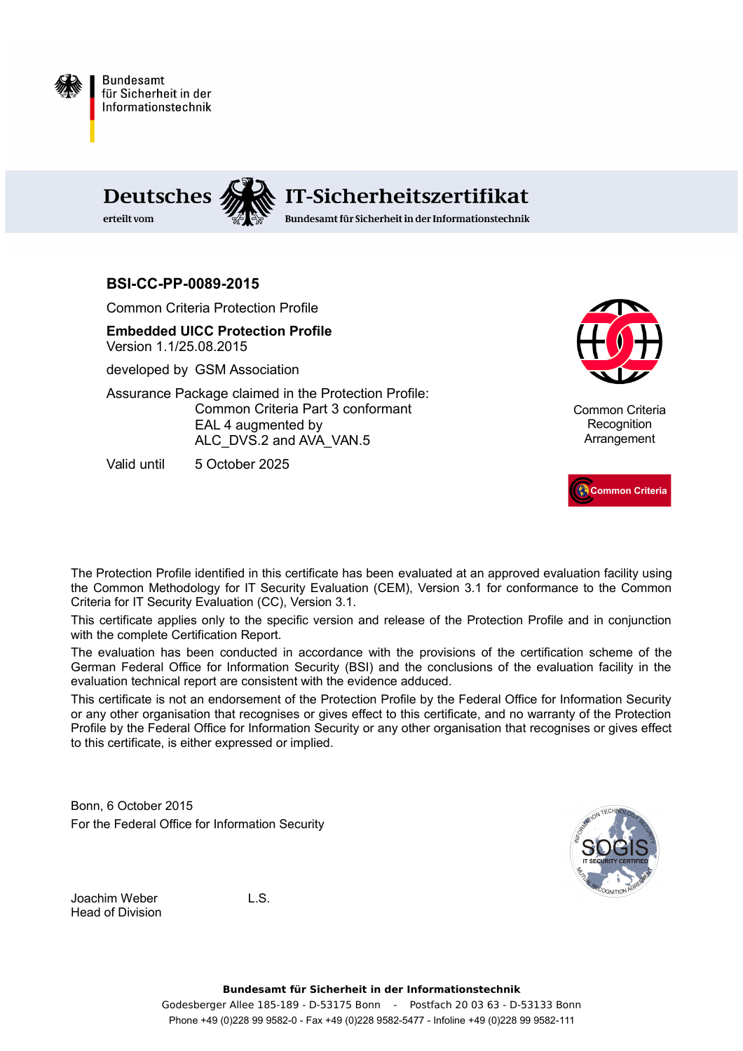Bundesamt
für Sicherheit in der
Informationstechnik

# Deutsches IT-Sicherheitszertifikat

erteilt vom Bundesamt für Sicherheit in der Informationstechnik

**BSI-CC-PP-0089-2015**

Common Criteria Protection Profile

**Embedded UICC Protection Profile**
Version 1.1/25.08.2015

developed by GSM Association

Assurance Package claimed in the Protection Profile:
Common Criteria Part 3 conformant
EAL 4 augmented by
ALC_DVS.2 and AVA_VAN.5

Valid until 5 October 2025

Common Criteria Recognition Arrangement

Common Criteria

The Protection Profile identified in this certificate has been evaluated at an approved evaluation facility using the Common Methodology for IT Security Evaluation (CEM), Version 3.1 for conformance to the Common Criteria for IT Security Evaluation (CC), Version 3.1.

This certificate applies only to the specific version and release of the Protection Profile and in conjunction with the complete Certification Report.

The evaluation has been conducted in accordance with the provisions of the certification scheme of the German Federal Office for Information Security (BSI) and the conclusions of the evaluation facility in the evaluation technical report are consistent with the evidence adduced.

This certificate is not an endorsement of the Protection Profile by the Federal Office for Information Security or any other organisation that recognises or gives effect to this certificate, and no warranty of the Protection Profile by the Federal Office for Information Security or any other organisation that recognises or gives effect to this certificate, is either expressed or implied.

Bonn, 6 October 2015
For the Federal Office for Information Security

Joachim Weber
Head of Division

L.S.

SOGIS IT SECURITY CERTIFIED

**Bundesamt für Sicherheit in der Informationstechnik**
Godesberger Allee 185-189 - D-53175 Bonn - Postfach 20 03 63 - D-53133 Bonn
Phone +49 (0)228 99 9582-0 - Fax +49 (0)228 9582-5477 - Infoline +49 (0)228 99 9582-111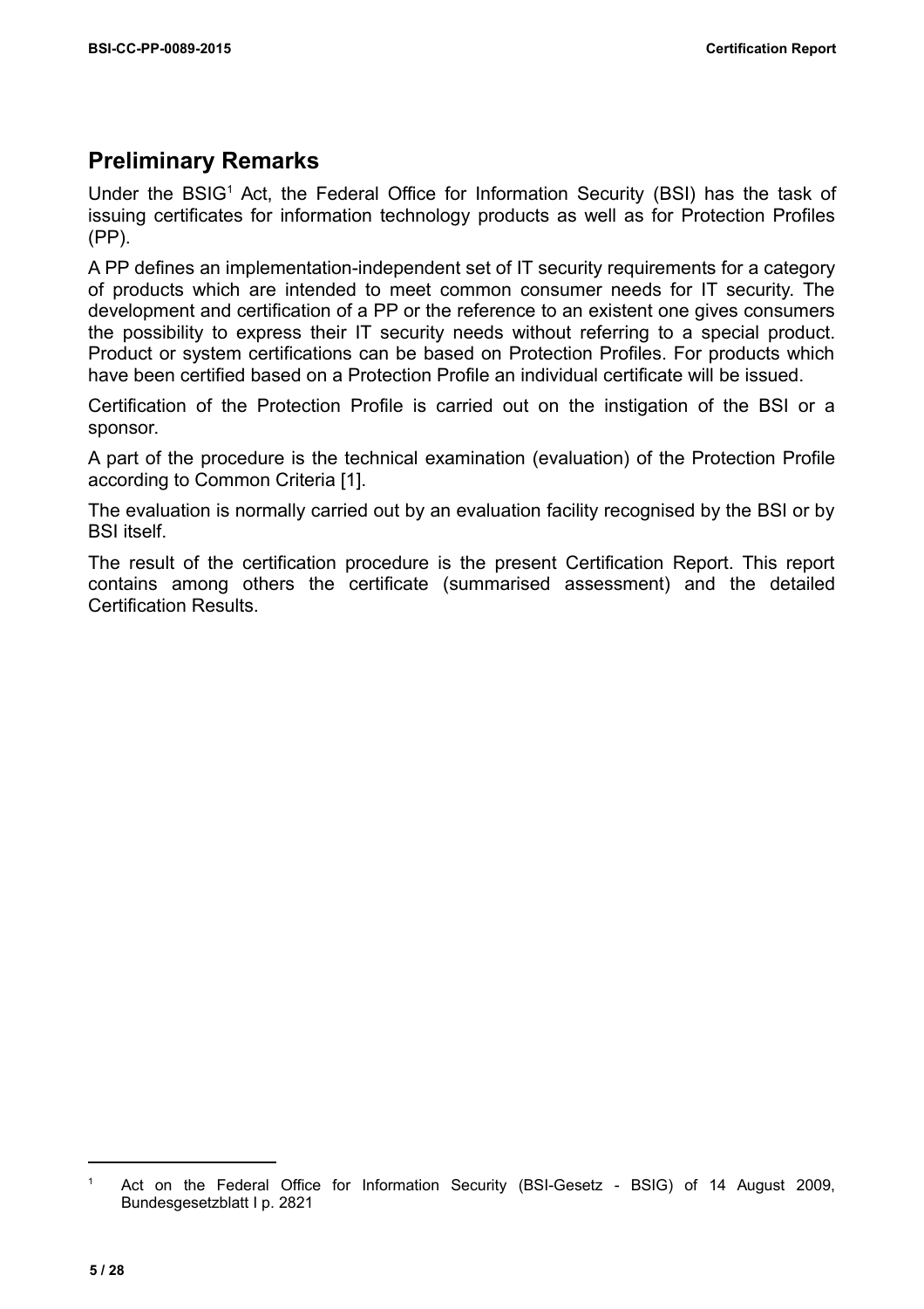## Preliminary Remarks

Under the BSIG[1] Act, the Federal Office for Information Security (BSI) has the task of issuing certificates for information technology products as well as for Protection Profiles (PP).

A PP defines an implementation-independent set of IT security requirements for a category of products which are intended to meet common consumer needs for IT security. The development and certification of a PP or the reference to an existent one gives consumers the possibility to express their IT security needs without referring to a special product. Product or system certifications can be based on Protection Profiles. For products which have been certified based on a Protection Profile an individual certificate will be issued.

Certification of the Protection Profile is carried out on the instigation of the BSI or a sponsor.

A part of the procedure is the technical examination (evaluation) of the Protection Profile according to Common Criteria [1].

The evaluation is normally carried out by an evaluation facility recognised by the BSI or by BSI itself.

The result of the certification procedure is the present Certification Report. This report contains among others the certificate (summarised assessment) and the detailed Certification Results.

---

[1] Act on the Federal Office for Information Security (BSI-Gesetz - BSIG) of 14 August 2009, Bundesgesetzblatt I p. 2821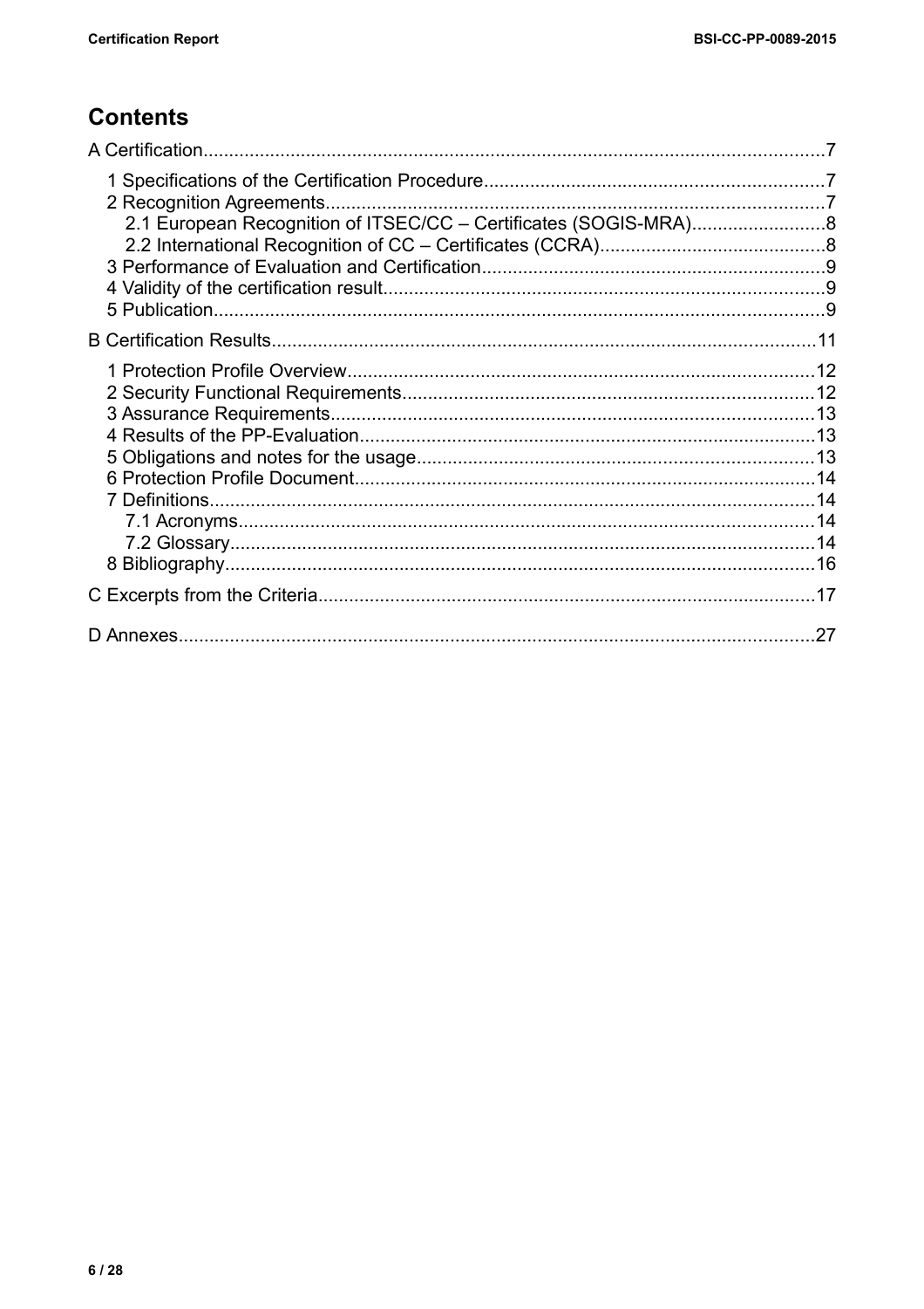# Contents

A Certification.........................................................................................................................7

1 Specifications of the Certification Procedure..................................................................7
2 Recognition Agreements.................................................................................................7
2.1 European Recognition of ITSEC/CC – Certificates (SOGIS-MRA)..........................8
2.2 International Recognition of CC – Certificates (CCRA)............................................8
3 Performance of Evaluation and Certification...................................................................9
4 Validity of the certification result......................................................................................9
5 Publication.......................................................................................................................9

B Certification Results.........................................................................................................11

1 Protection Profile Overview...........................................................................................12
2 Security Functional Requirements................................................................................12
3 Assurance Requirements..............................................................................................13
4 Results of the PP-Evaluation.........................................................................................13
5 Obligations and notes for the usage.............................................................................13
6 Protection Profile Document..........................................................................................14
7 Definitions.....................................................................................................................14
7.1 Acronyms................................................................................................................14
7.2 Glossary..................................................................................................................14
8 Bibliography..................................................................................................................16

C Excerpts from the Criteria................................................................................................17

D Annexes...........................................................................................................................27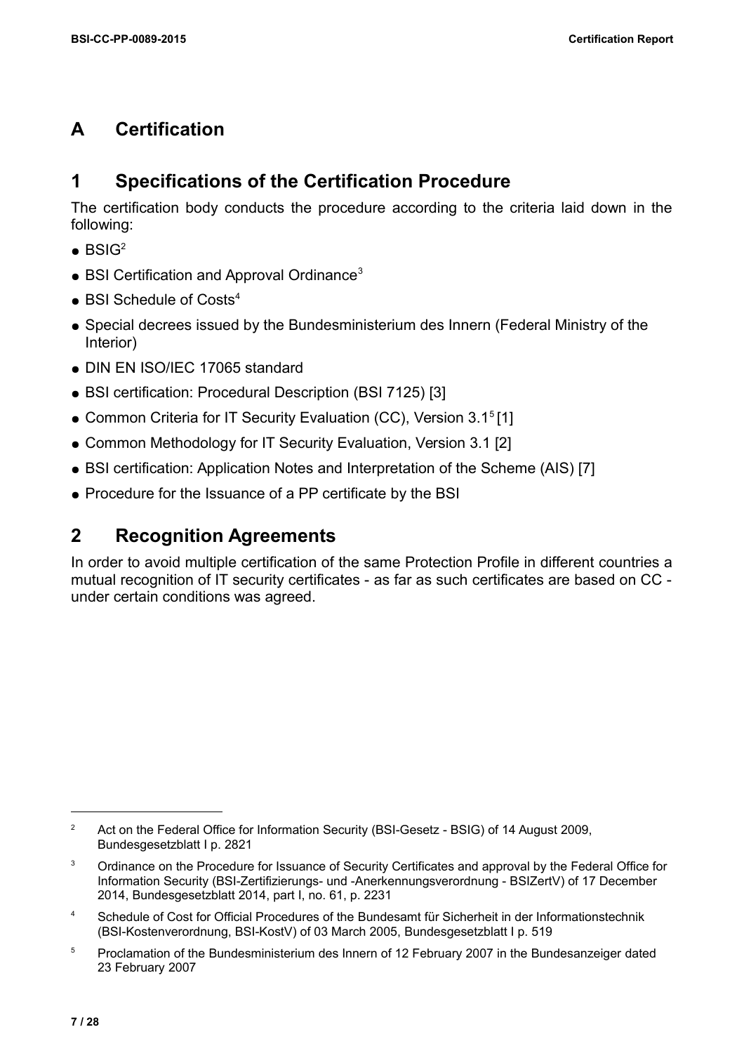# A Certification

## 1 Specifications of the Certification Procedure

The certification body conducts the procedure according to the criteria laid down in the following:

- BSIG[2]
- BSI Certification and Approval Ordinance[3]
- BSI Schedule of Costs[4]
- Special decrees issued by the Bundesministerium des Innern (Federal Ministry of the Interior)
- DIN EN ISO/IEC 17065 standard
- BSI certification: Procedural Description (BSI 7125) [3]
- Common Criteria for IT Security Evaluation (CC), Version 3.1[5] [1]
- Common Methodology for IT Security Evaluation, Version 3.1 [2]
- BSI certification: Application Notes and Interpretation of the Scheme (AIS) [7]
- Procedure for the Issuance of a PP certificate by the BSI

## 2 Recognition Agreements

In order to avoid multiple certification of the same Protection Profile in different countries a mutual recognition of IT security certificates - as far as such certificates are based on CC - under certain conditions was agreed.

---

[2] Act on the Federal Office for Information Security (BSI-Gesetz - BSIG) of 14 August 2009, Bundesgesetzblatt I p. 2821

[3] Ordinance on the Procedure for Issuance of Security Certificates and approval by the Federal Office for Information Security (BSI-Zertifizierungs- und -Anerkennungsverordnung - BSIZertV) of 17 December 2014, Bundesgesetzblatt 2014, part I, no. 61, p. 2231

[4] Schedule of Cost for Official Procedures of the Bundesamt für Sicherheit in der Informationstechnik (BSI-Kostenverordnung, BSI-KostV) of 03 March 2005, Bundesgesetzblatt I p. 519

[5] Proclamation of the Bundesministerium des Innern of 12 February 2007 in the Bundesanzeiger dated 23 February 2007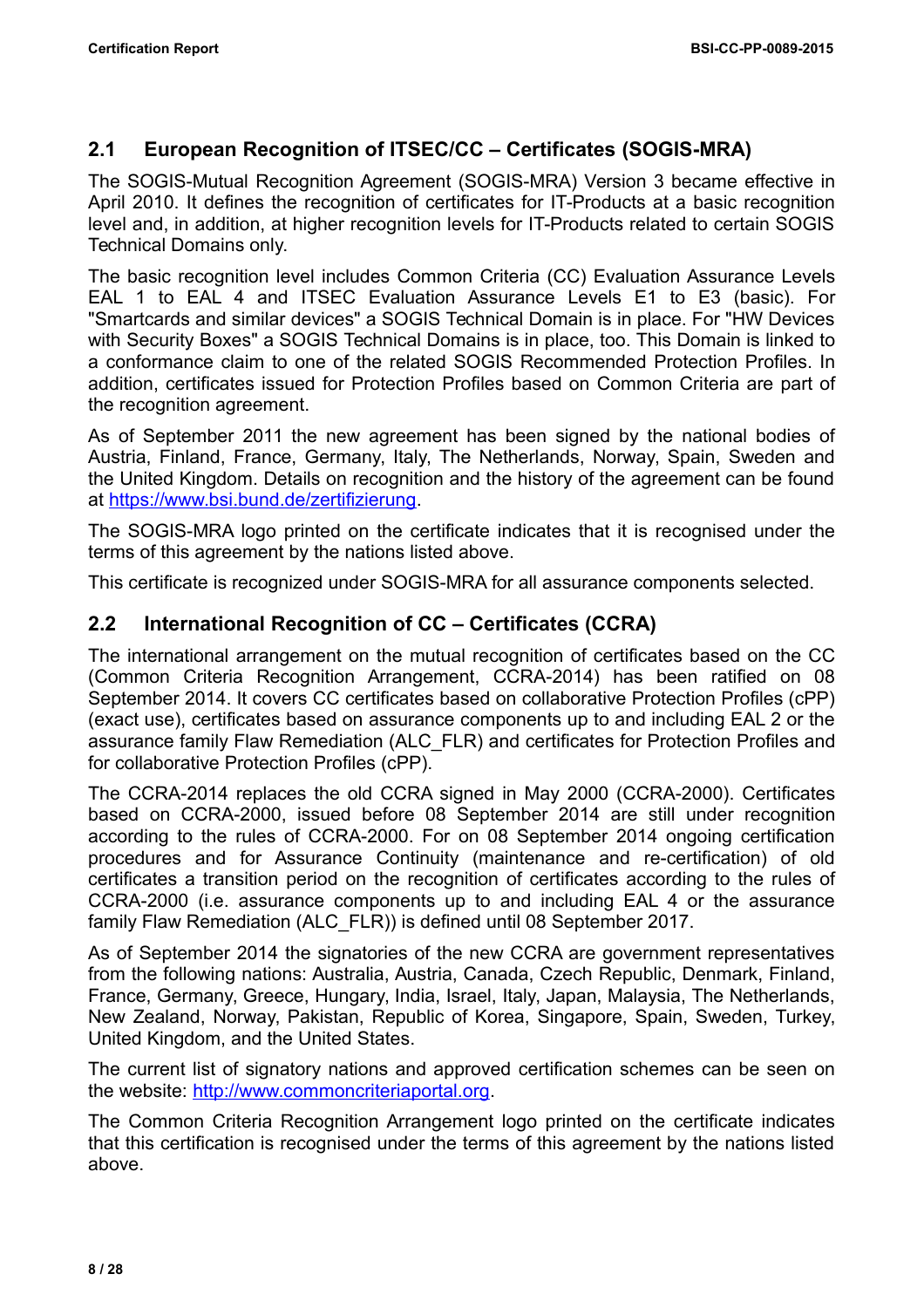## 2.1 European Recognition of ITSEC/CC – Certificates (SOGIS-MRA)

The SOGIS-Mutual Recognition Agreement (SOGIS-MRA) Version 3 became effective in April 2010. It defines the recognition of certificates for IT-Products at a basic recognition level and, in addition, at higher recognition levels for IT-Products related to certain SOGIS Technical Domains only.

The basic recognition level includes Common Criteria (CC) Evaluation Assurance Levels EAL 1 to EAL 4 and ITSEC Evaluation Assurance Levels E1 to E3 (basic). For "Smartcards and similar devices" a SOGIS Technical Domain is in place. For "HW Devices with Security Boxes" a SOGIS Technical Domains is in place, too. This Domain is linked to a conformance claim to one of the related SOGIS Recommended Protection Profiles. In addition, certificates issued for Protection Profiles based on Common Criteria are part of the recognition agreement.

As of September 2011 the new agreement has been signed by the national bodies of Austria, Finland, France, Germany, Italy, The Netherlands, Norway, Spain, Sweden and the United Kingdom. Details on recognition and the history of the agreement can be found at https://www.bsi.bund.de/zertifizierung.

The SOGIS-MRA logo printed on the certificate indicates that it is recognised under the terms of this agreement by the nations listed above.

This certificate is recognized under SOGIS-MRA for all assurance components selected.

## 2.2 International Recognition of CC – Certificates (CCRA)

The international arrangement on the mutual recognition of certificates based on the CC (Common Criteria Recognition Arrangement, CCRA-2014) has been ratified on 08 September 2014. It covers CC certificates based on collaborative Protection Profiles (cPP) (exact use), certificates based on assurance components up to and including EAL 2 or the assurance family Flaw Remediation (ALC_FLR) and certificates for Protection Profiles and for collaborative Protection Profiles (cPP).

The CCRA-2014 replaces the old CCRA signed in May 2000 (CCRA-2000). Certificates based on CCRA-2000, issued before 08 September 2014 are still under recognition according to the rules of CCRA-2000. For on 08 September 2014 ongoing certification procedures and for Assurance Continuity (maintenance and re-certification) of old certificates a transition period on the recognition of certificates according to the rules of CCRA-2000 (i.e. assurance components up to and including EAL 4 or the assurance family Flaw Remediation (ALC_FLR)) is defined until 08 September 2017.

As of September 2014 the signatories of the new CCRA are government representatives from the following nations: Australia, Austria, Canada, Czech Republic, Denmark, Finland, France, Germany, Greece, Hungary, India, Israel, Italy, Japan, Malaysia, The Netherlands, New Zealand, Norway, Pakistan, Republic of Korea, Singapore, Spain, Sweden, Turkey, United Kingdom, and the United States.

The current list of signatory nations and approved certification schemes can be seen on the website: http://www.commoncriteriaportal.org.

The Common Criteria Recognition Arrangement logo printed on the certificate indicates that this certification is recognised under the terms of this agreement by the nations listed above.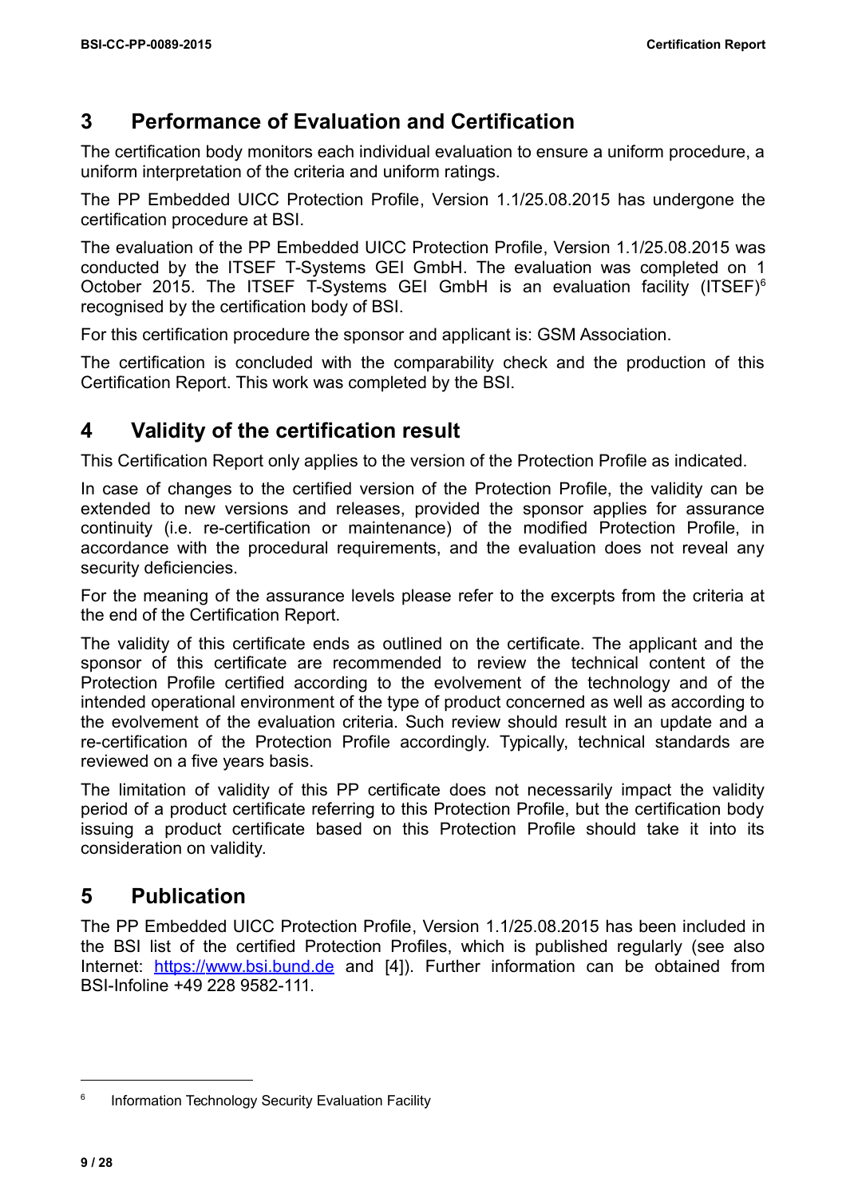# 3 Performance of Evaluation and Certification

The certification body monitors each individual evaluation to ensure a uniform procedure, a uniform interpretation of the criteria and uniform ratings.

The PP Embedded UICC Protection Profile, Version 1.1/25.08.2015 has undergone the certification procedure at BSI.

The evaluation of the PP Embedded UICC Protection Profile, Version 1.1/25.08.2015 was conducted by the ITSEF T-Systems GEI GmbH. The evaluation was completed on 1 October 2015. The ITSEF T-Systems GEI GmbH is an evaluation facility (ITSEF)[6] recognised by the certification body of BSI.

For this certification procedure the sponsor and applicant is: GSM Association.

The certification is concluded with the comparability check and the production of this Certification Report. This work was completed by the BSI.

# 4 Validity of the certification result

This Certification Report only applies to the version of the Protection Profile as indicated.

In case of changes to the certified version of the Protection Profile, the validity can be extended to new versions and releases, provided the sponsor applies for assurance continuity (i.e. re-certification or maintenance) of the modified Protection Profile, in accordance with the procedural requirements, and the evaluation does not reveal any security deficiencies.

For the meaning of the assurance levels please refer to the excerpts from the criteria at the end of the Certification Report.

The validity of this certificate ends as outlined on the certificate. The applicant and the sponsor of this certificate are recommended to review the technical content of the Protection Profile certified according to the evolvement of the technology and of the intended operational environment of the type of product concerned as well as according to the evolvement of the evaluation criteria. Such review should result in an update and a re-certification of the Protection Profile accordingly. Typically, technical standards are reviewed on a five years basis.

The limitation of validity of this PP certificate does not necessarily impact the validity period of a product certificate referring to this Protection Profile, but the certification body issuing a product certificate based on this Protection Profile should take it into its consideration on validity.

# 5 Publication

The PP Embedded UICC Protection Profile, Version 1.1/25.08.2015 has been included in the BSI list of the certified Protection Profiles, which is published regularly (see also Internet: https://www.bsi.bund.de and [4]). Further information can be obtained from BSI-Infoline +49 228 9582-111.

---

[6] Information Technology Security Evaluation Facility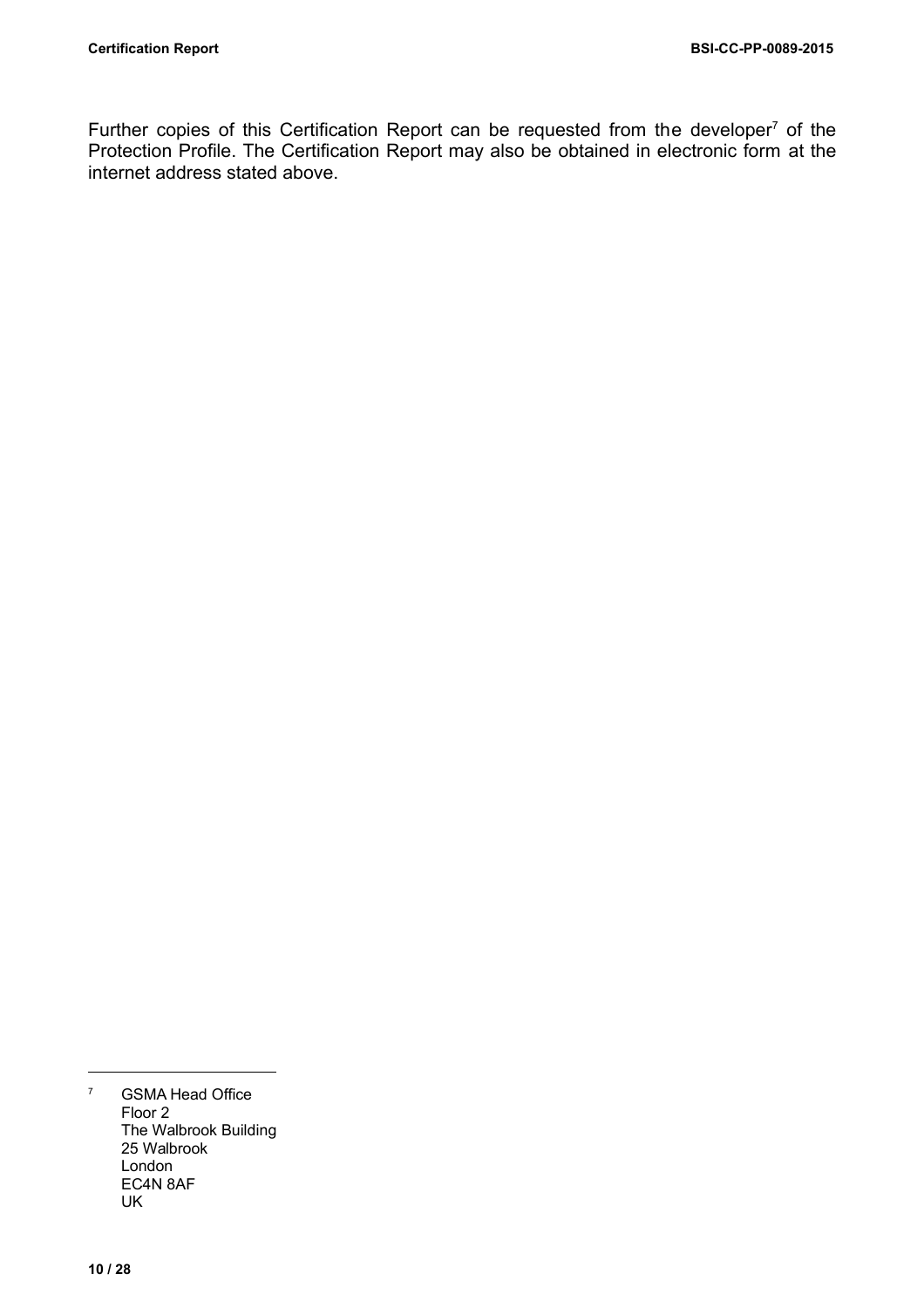Further copies of this Certification Report can be requested from the developer[7] of the Protection Profile. The Certification Report may also be obtained in electronic form at the internet address stated above.

---

[7] GSMA Head Office
Floor 2
The Walbrook Building
25 Walbrook
London
EC4N 8AF
UK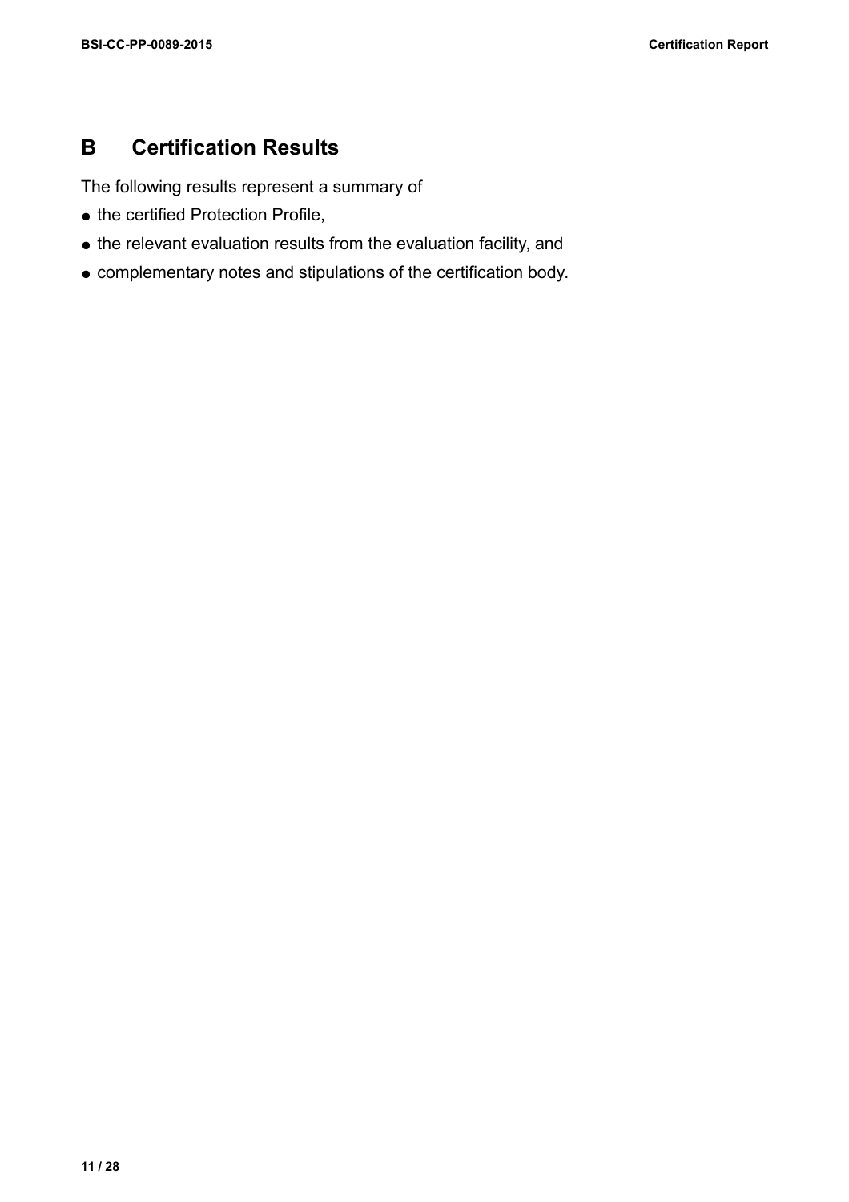# B Certification Results

The following results represent a summary of

- the certified Protection Profile,
- the relevant evaluation results from the evaluation facility, and
- complementary notes and stipulations of the certification body.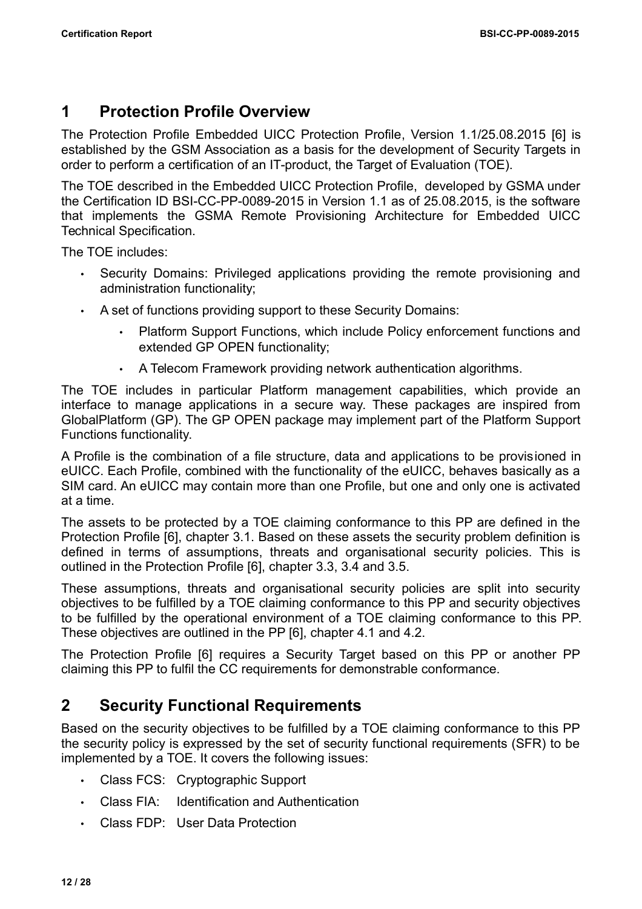# 1 Protection Profile Overview

The Protection Profile Embedded UICC Protection Profile, Version 1.1/25.08.2015 [6] is established by the GSM Association as a basis for the development of Security Targets in order to perform a certification of an IT-product, the Target of Evaluation (TOE).

The TOE described in the Embedded UICC Protection Profile, developed by GSMA under the Certification ID BSI-CC-PP-0089-2015 in Version 1.1 as of 25.08.2015, is the software that implements the GSMA Remote Provisioning Architecture for Embedded UICC Technical Specification.

The TOE includes:

- Security Domains: Privileged applications providing the remote provisioning and administration functionality;
- A set of functions providing support to these Security Domains:
  - Platform Support Functions, which include Policy enforcement functions and extended GP OPEN functionality;
  - A Telecom Framework providing network authentication algorithms.

The TOE includes in particular Platform management capabilities, which provide an interface to manage applications in a secure way. These packages are inspired from GlobalPlatform (GP). The GP OPEN package may implement part of the Platform Support Functions functionality.

A Profile is the combination of a file structure, data and applications to be provisioned in eUICC. Each Profile, combined with the functionality of the eUICC, behaves basically as a SIM card. An eUICC may contain more than one Profile, but one and only one is activated at a time.

The assets to be protected by a TOE claiming conformance to this PP are defined in the Protection Profile [6], chapter 3.1. Based on these assets the security problem definition is defined in terms of assumptions, threats and organisational security policies. This is outlined in the Protection Profile [6], chapter 3.3, 3.4 and 3.5.

These assumptions, threats and organisational security policies are split into security objectives to be fulfilled by a TOE claiming conformance to this PP and security objectives to be fulfilled by the operational environment of a TOE claiming conformance to this PP. These objectives are outlined in the PP [6], chapter 4.1 and 4.2.

The Protection Profile [6] requires a Security Target based on this PP or another PP claiming this PP to fulfil the CC requirements for demonstrable conformance.

# 2 Security Functional Requirements

Based on the security objectives to be fulfilled by a TOE claiming conformance to this PP the security policy is expressed by the set of security functional requirements (SFR) to be implemented by a TOE. It covers the following issues:

- Class FCS: Cryptographic Support
- Class FIA: Identification and Authentication
- Class FDP: User Data Protection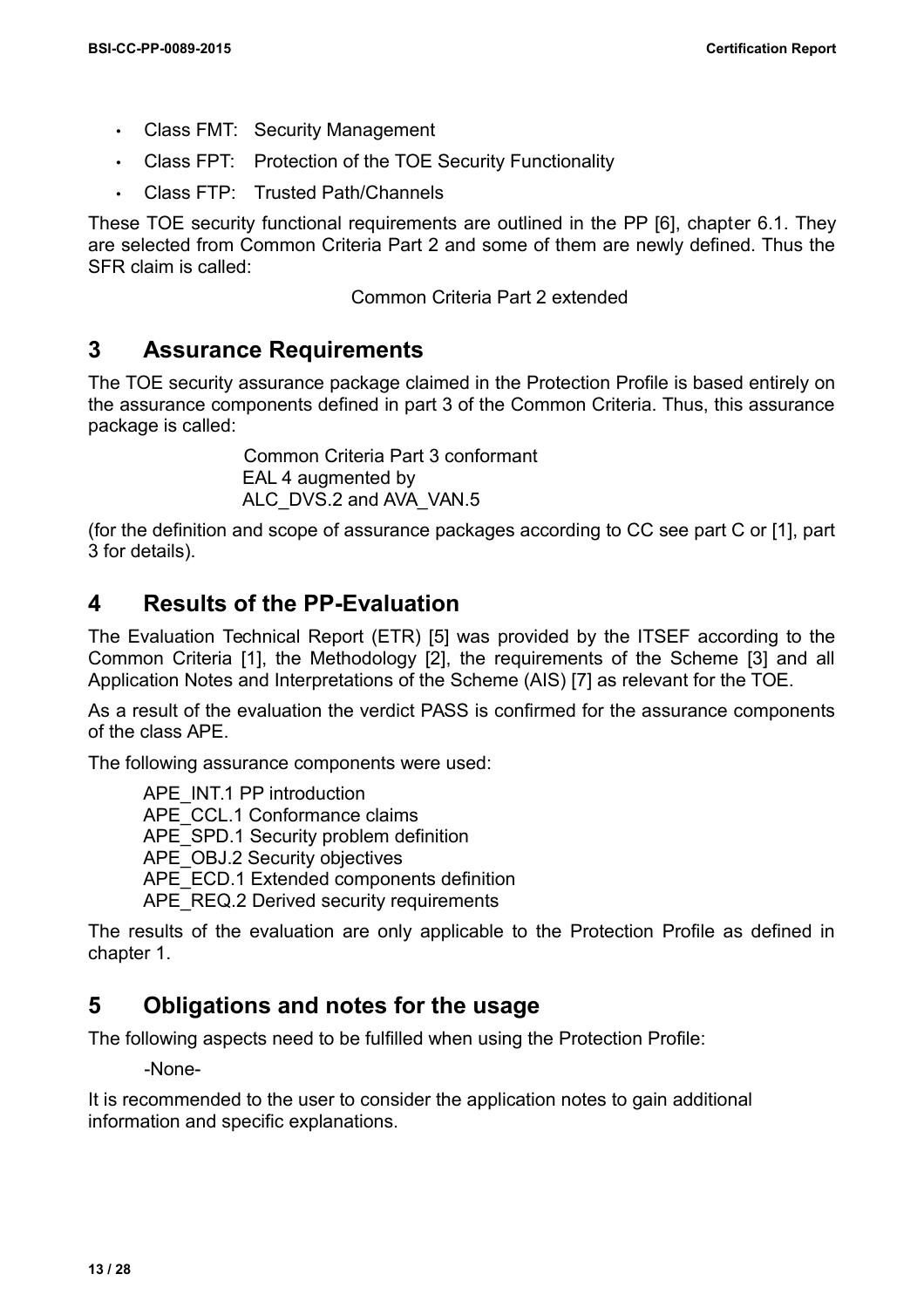- Class FMT: Security Management
- Class FPT: Protection of the TOE Security Functionality
- Class FTP: Trusted Path/Channels

These TOE security functional requirements are outlined in the PP [6], chapter 6.1. They are selected from Common Criteria Part 2 and some of them are newly defined. Thus the SFR claim is called:

Common Criteria Part 2 extended

# 3 Assurance Requirements

The TOE security assurance package claimed in the Protection Profile is based entirely on the assurance components defined in part 3 of the Common Criteria. Thus, this assurance package is called:

Common Criteria Part 3 conformant
EAL 4 augmented by
ALC_DVS.2 and AVA_VAN.5

(for the definition and scope of assurance packages according to CC see part C or [1], part 3 for details).

# 4 Results of the PP-Evaluation

The Evaluation Technical Report (ETR) [5] was provided by the ITSEF according to the Common Criteria [1], the Methodology [2], the requirements of the Scheme [3] and all Application Notes and Interpretations of the Scheme (AIS) [7] as relevant for the TOE.

As a result of the evaluation the verdict PASS is confirmed for the assurance components of the class APE.

The following assurance components were used:

APE_INT.1 PP introduction
APE_CCL.1 Conformance claims
APE_SPD.1 Security problem definition
APE_OBJ.2 Security objectives
APE_ECD.1 Extended components definition
APE_REQ.2 Derived security requirements

The results of the evaluation are only applicable to the Protection Profile as defined in chapter 1.

# 5 Obligations and notes for the usage

The following aspects need to be fulfilled when using the Protection Profile:

-None-

It is recommended to the user to consider the application notes to gain additional information and specific explanations.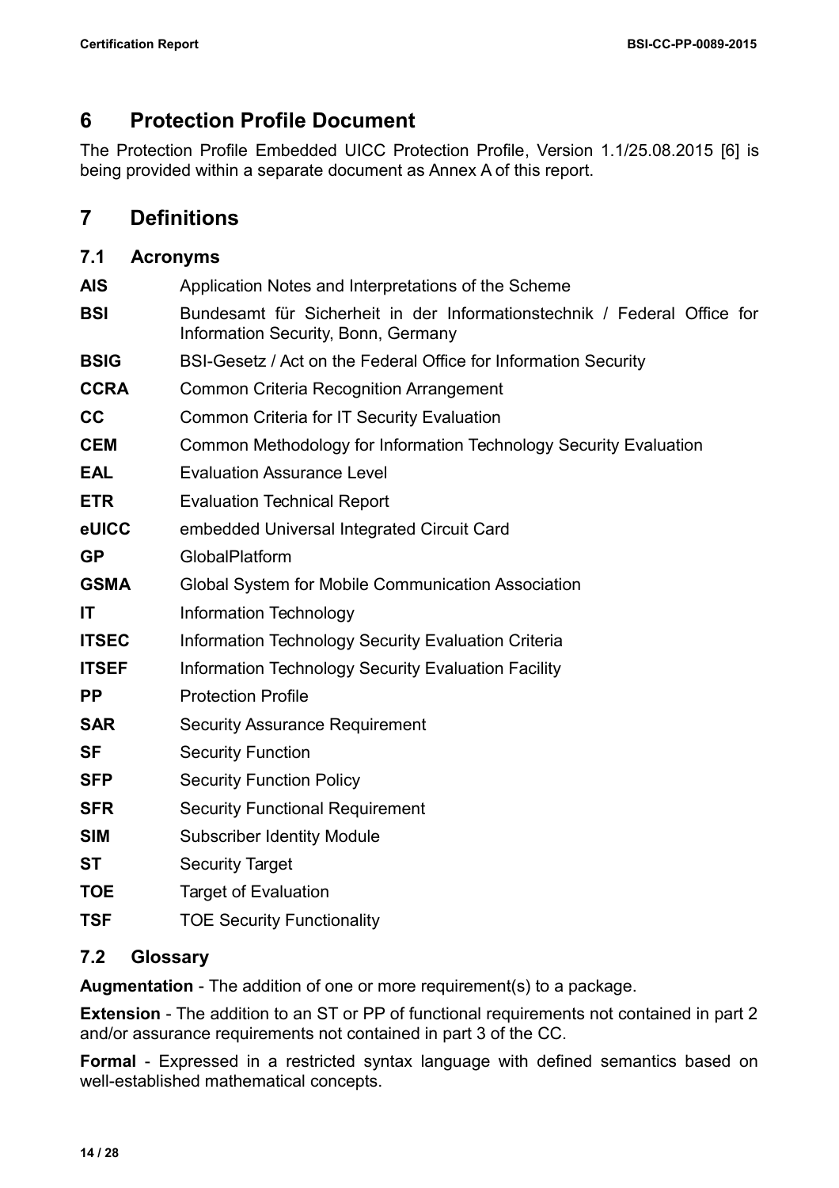# 6 Protection Profile Document

The Protection Profile Embedded UICC Protection Profile, Version 1.1/25.08.2015 [6] is being provided within a separate document as Annex A of this report.

# 7 Definitions

## 7.1 Acronyms

**AIS** Application Notes and Interpretations of the Scheme

**BSI** Bundesamt für Sicherheit in der Informationstechnik / Federal Office for Information Security, Bonn, Germany

**BSIG** BSI-Gesetz / Act on the Federal Office for Information Security

**CCRA** Common Criteria Recognition Arrangement

**CC** Common Criteria for IT Security Evaluation

**CEM** Common Methodology for Information Technology Security Evaluation

**EAL** Evaluation Assurance Level

**ETR** Evaluation Technical Report

**eUICC** embedded Universal Integrated Circuit Card

**GP** GlobalPlatform

**GSMA** Global System for Mobile Communication Association

**IT** Information Technology

**ITSEC** Information Technology Security Evaluation Criteria

**ITSEF** Information Technology Security Evaluation Facility

**PP** Protection Profile

**SAR** Security Assurance Requirement

**SF** Security Function

**SFP** Security Function Policy

**SFR** Security Functional Requirement

**SIM** Subscriber Identity Module

**ST** Security Target

**TOE** Target of Evaluation

**TSF** TOE Security Functionality

## 7.2 Glossary

**Augmentation** - The addition of one or more requirement(s) to a package.

**Extension** - The addition to an ST or PP of functional requirements not contained in part 2 and/or assurance requirements not contained in part 3 of the CC.

**Formal** - Expressed in a restricted syntax language with defined semantics based on well-established mathematical concepts.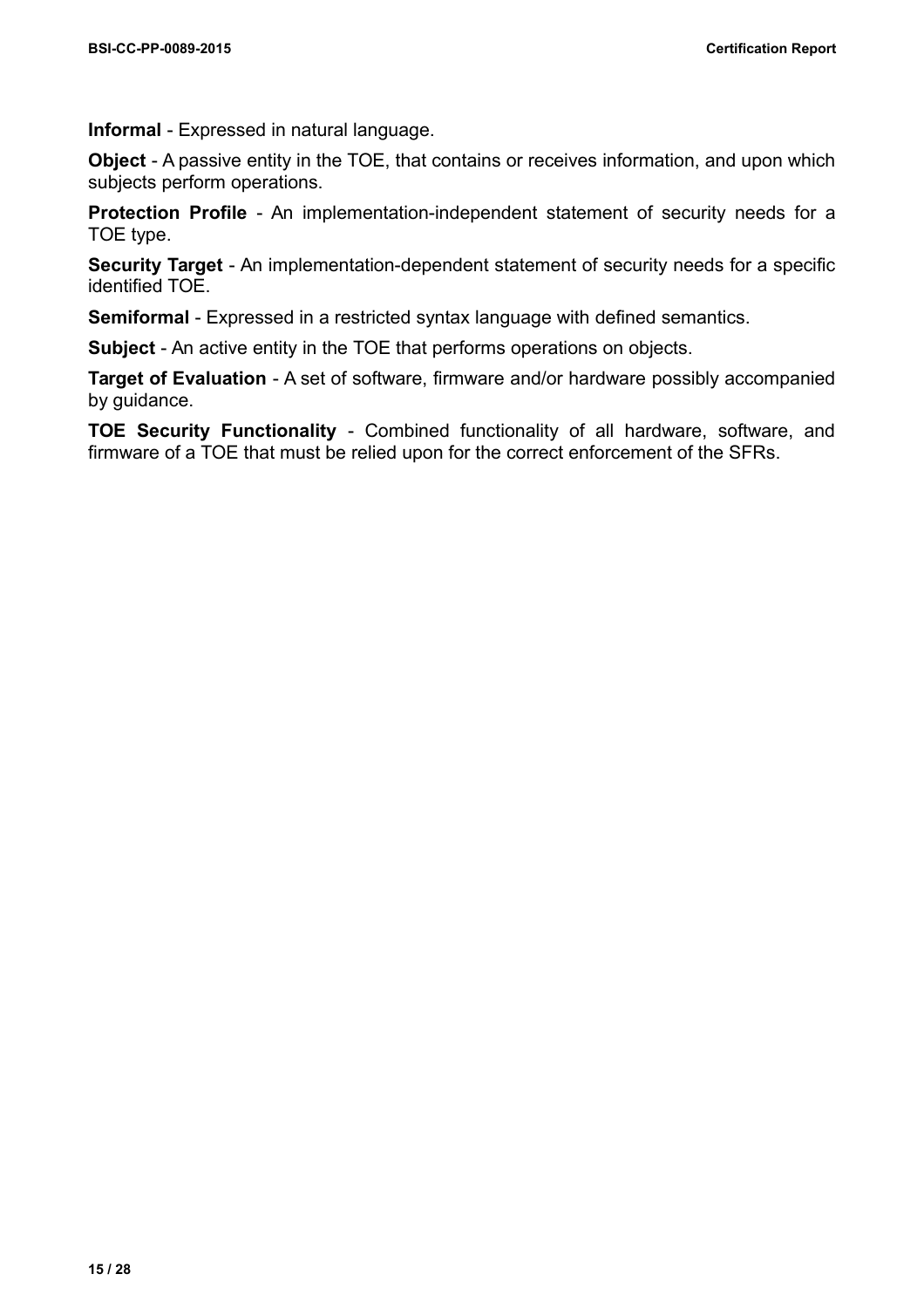**Informal** - Expressed in natural language.

**Object** - A passive entity in the TOE, that contains or receives information, and upon which subjects perform operations.

**Protection Profile** - An implementation-independent statement of security needs for a TOE type.

**Security Target** - An implementation-dependent statement of security needs for a specific identified TOE.

**Semiformal** - Expressed in a restricted syntax language with defined semantics.

**Subject** - An active entity in the TOE that performs operations on objects.

**Target of Evaluation** - A set of software, firmware and/or hardware possibly accompanied by guidance.

**TOE Security Functionality** - Combined functionality of all hardware, software, and firmware of a TOE that must be relied upon for the correct enforcement of the SFRs.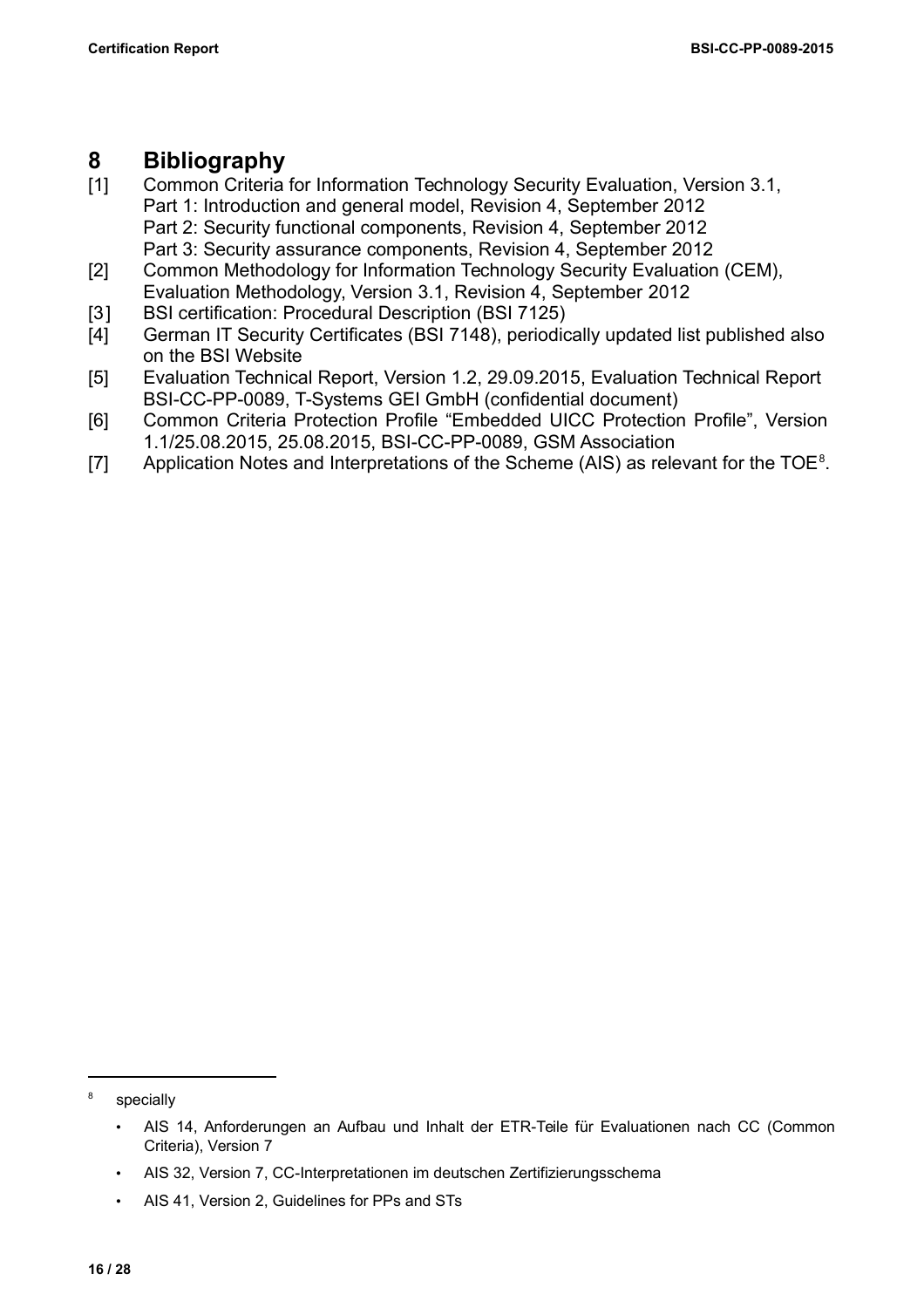# 8 Bibliography

[1] Common Criteria for Information Technology Security Evaluation, Version 3.1,
Part 1: Introduction and general model, Revision 4, September 2012
Part 2: Security functional components, Revision 4, September 2012
Part 3: Security assurance components, Revision 4, September 2012

[2] Common Methodology for Information Technology Security Evaluation (CEM), Evaluation Methodology, Version 3.1, Revision 4, September 2012

[3] BSI certification: Procedural Description (BSI 7125)

[4] German IT Security Certificates (BSI 7148), periodically updated list published also on the BSI Website

[5] Evaluation Technical Report, Version 1.2, 29.09.2015, Evaluation Technical Report BSI-CC-PP-0089, T-Systems GEI GmbH (confidential document)

[6] Common Criteria Protection Profile "Embedded UICC Protection Profile", Version 1.1/25.08.2015, 25.08.2015, BSI-CC-PP-0089, GSM Association

[7] Application Notes and Interpretations of the Scheme (AIS) as relevant for the TOE[8].

---

[8] specially

- AIS 14, Anforderungen an Aufbau und Inhalt der ETR-Teile für Evaluationen nach CC (Common Criteria), Version 7
- AIS 32, Version 7, CC-Interpretationen im deutschen Zertifizierungsschema
- AIS 41, Version 2, Guidelines for PPs and STs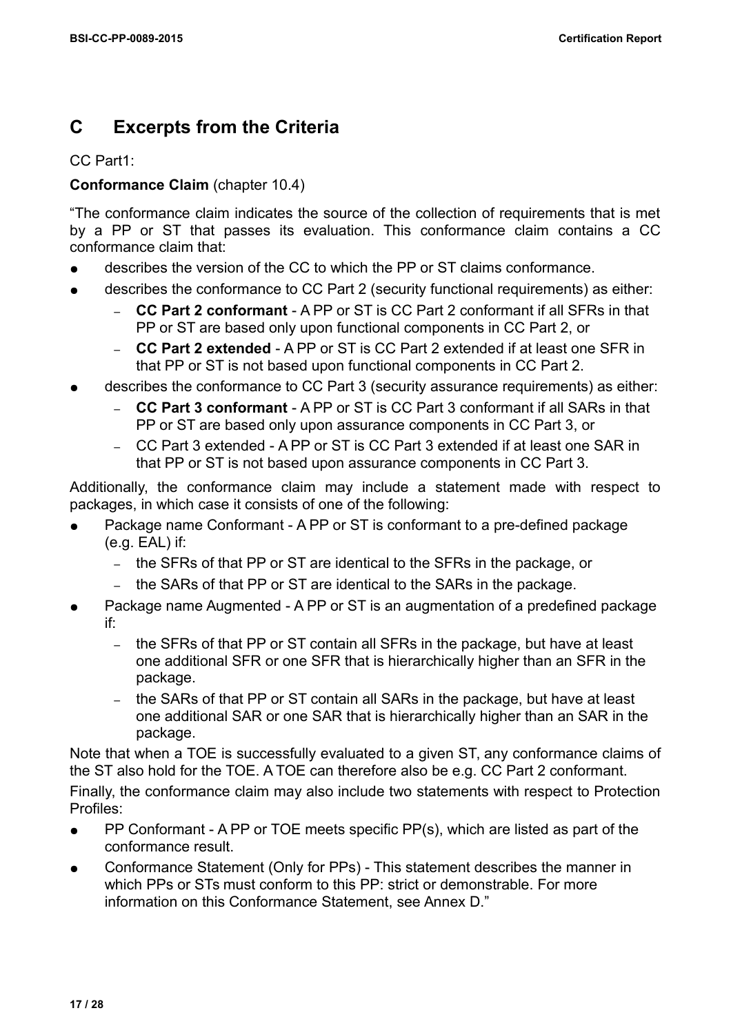# C Excerpts from the Criteria

CC Part1:

**Conformance Claim** (chapter 10.4)

“The conformance claim indicates the source of the collection of requirements that is met by a PP or ST that passes its evaluation. This conformance claim contains a CC conformance claim that:

- describes the version of the CC to which the PP or ST claims conformance.
- describes the conformance to CC Part 2 (security functional requirements) as either:
  - **CC Part 2 conformant** - A PP or ST is CC Part 2 conformant if all SFRs in that PP or ST are based only upon functional components in CC Part 2, or
  - **CC Part 2 extended** - A PP or ST is CC Part 2 extended if at least one SFR in that PP or ST is not based upon functional components in CC Part 2.
- describes the conformance to CC Part 3 (security assurance requirements) as either:
  - **CC Part 3 conformant** - A PP or ST is CC Part 3 conformant if all SARs in that PP or ST are based only upon assurance components in CC Part 3, or
  - CC Part 3 extended - A PP or ST is CC Part 3 extended if at least one SAR in that PP or ST is not based upon assurance components in CC Part 3.

Additionally, the conformance claim may include a statement made with respect to packages, in which case it consists of one of the following:

- Package name Conformant - A PP or ST is conformant to a pre-defined package (e.g. EAL) if:
  - the SFRs of that PP or ST are identical to the SFRs in the package, or
  - the SARs of that PP or ST are identical to the SARs in the package.
- Package name Augmented - A PP or ST is an augmentation of a predefined package if:
  - the SFRs of that PP or ST contain all SFRs in the package, but have at least one additional SFR or one SFR that is hierarchically higher than an SFR in the package.
  - the SARs of that PP or ST contain all SARs in the package, but have at least one additional SAR or one SAR that is hierarchically higher than an SAR in the package.

Note that when a TOE is successfully evaluated to a given ST, any conformance claims of the ST also hold for the TOE. A TOE can therefore also be e.g. CC Part 2 conformant.

Finally, the conformance claim may also include two statements with respect to Protection Profiles:

- PP Conformant - A PP or TOE meets specific PP(s), which are listed as part of the conformance result.
- Conformance Statement (Only for PPs) - This statement describes the manner in which PPs or STs must conform to this PP: strict or demonstrable. For more information on this Conformance Statement, see Annex D.”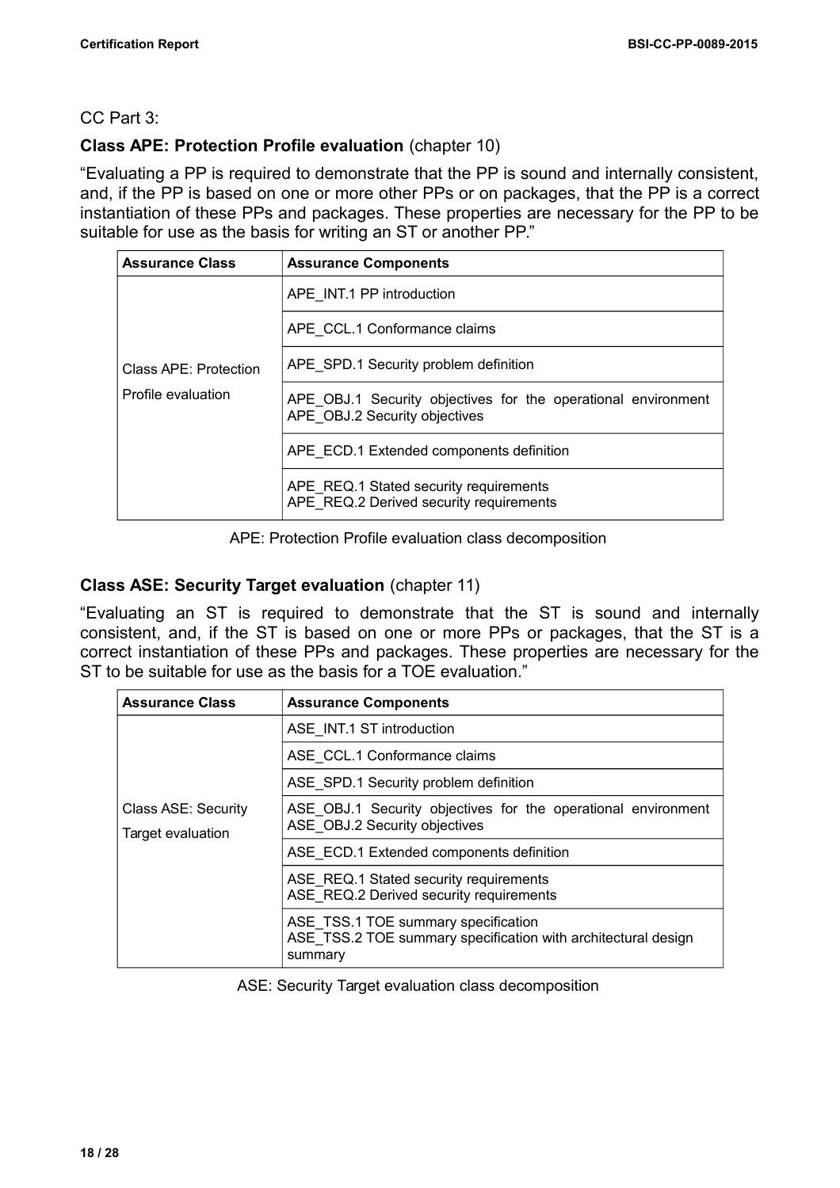CC Part 3:

**Class APE: Protection Profile evaluation** (chapter 10)

“Evaluating a PP is required to demonstrate that the PP is sound and internally consistent, and, if the PP is based on one or more other PPs or on packages, that the PP is a correct instantiation of these PPs and packages. These properties are necessary for the PP to be suitable for use as the basis for writing an ST or another PP.”

| Assurance Class | Assurance Components |
|---|---|
| Class APE: Protection Profile evaluation | APE_INT.1 PP introduction |
| | APE_CCL.1 Conformance claims |
| | APE_SPD.1 Security problem definition |
| | APE_OBJ.1 Security objectives for the operational environment<br>APE_OBJ.2 Security objectives |
| | APE_ECD.1 Extended components definition |
| | APE_REQ.1 Stated security requirements<br>APE_REQ.2 Derived security requirements |

APE: Protection Profile evaluation class decomposition

**Class ASE: Security Target evaluation** (chapter 11)

“Evaluating an ST is required to demonstrate that the ST is sound and internally consistent, and, if the ST is based on one or more PPs or packages, that the ST is a correct instantiation of these PPs and packages. These properties are necessary for the ST to be suitable for use as the basis for a TOE evaluation.”

| Assurance Class | Assurance Components |
|---|---|
| Class ASE: Security Target evaluation | ASE_INT.1 ST introduction |
| | ASE_CCL.1 Conformance claims |
| | ASE_SPD.1 Security problem definition |
| | ASE_OBJ.1 Security objectives for the operational environment<br>ASE_OBJ.2 Security objectives |
| | ASE_ECD.1 Extended components definition |
| | ASE_REQ.1 Stated security requirements<br>ASE_REQ.2 Derived security requirements |
| | ASE_TSS.1 TOE summary specification<br>ASE_TSS.2 TOE summary specification with architectural design summary |

ASE: Security Target evaluation class decomposition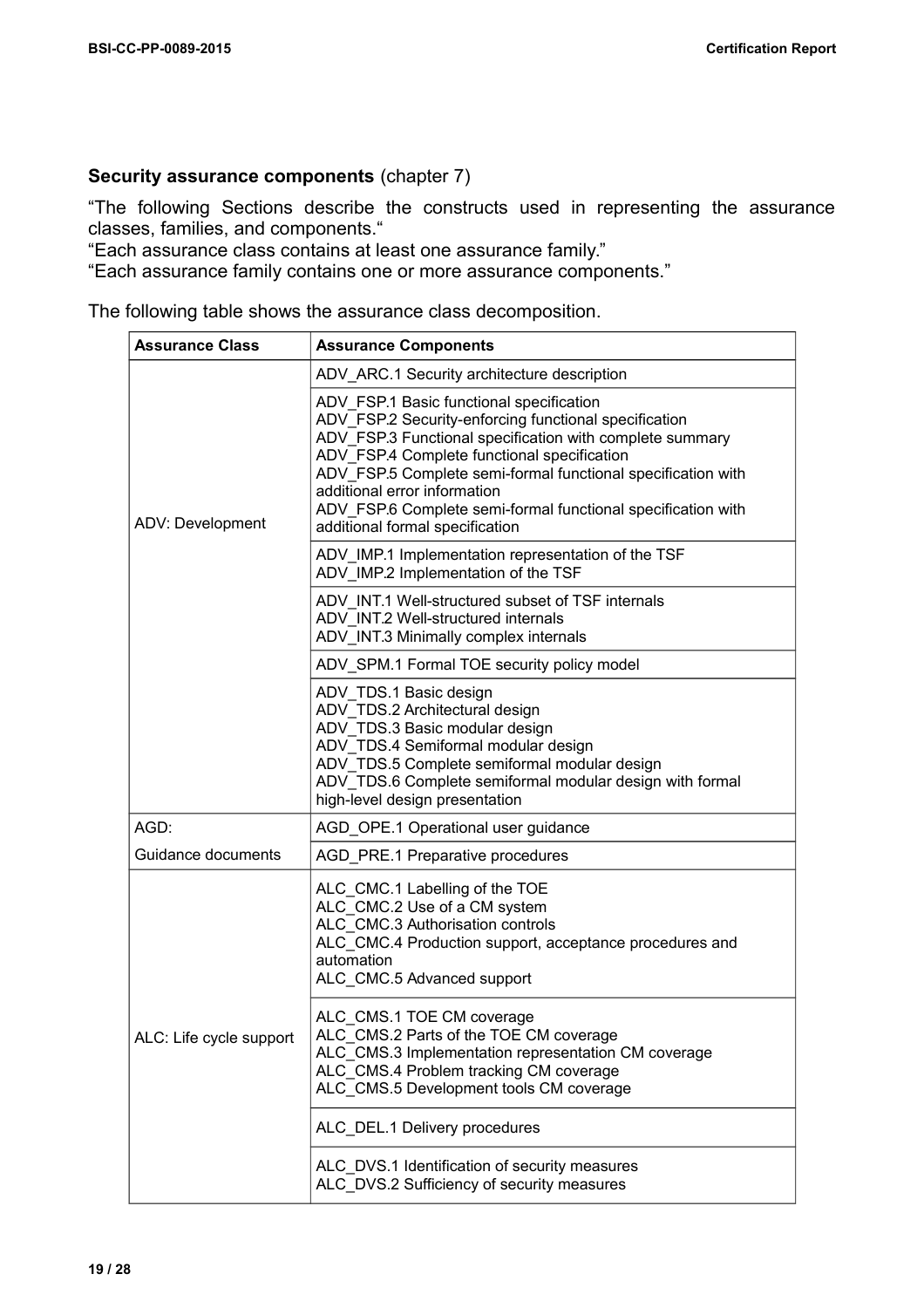**Security assurance components** (chapter 7)

“The following Sections describe the constructs used in representing the assurance classes, families, and components.“

“Each assurance class contains at least one assurance family.”

“Each assurance family contains one or more assurance components.”

The following table shows the assurance class decomposition.

| Assurance Class | Assurance Components |
|---|---|
| ADV: Development | ADV_ARC.1 Security architecture description |
| | ADV_FSP.1 Basic functional specification<br>ADV_FSP.2 Security-enforcing functional specification<br>ADV_FSP.3 Functional specification with complete summary<br>ADV_FSP.4 Complete functional specification<br>ADV_FSP.5 Complete semi-formal functional specification with additional error information<br>ADV_FSP.6 Complete semi-formal functional specification with additional formal specification |
| | ADV_IMP.1 Implementation representation of the TSF<br>ADV_IMP.2 Implementation of the TSF |
| | ADV_INT.1 Well-structured subset of TSF internals<br>ADV_INT.2 Well-structured internals<br>ADV_INT.3 Minimally complex internals |
| | ADV_SPM.1 Formal TOE security policy model |
| | ADV_TDS.1 Basic design<br>ADV_TDS.2 Architectural design<br>ADV_TDS.3 Basic modular design<br>ADV_TDS.4 Semiformal modular design<br>ADV_TDS.5 Complete semiformal modular design<br>ADV_TDS.6 Complete semiformal modular design with formal high-level design presentation |
| AGD: Guidance documents | AGD_OPE.1 Operational user guidance |
| | AGD_PRE.1 Preparative procedures |
| ALC: Life cycle support | ALC_CMC.1 Labelling of the TOE<br>ALC_CMC.2 Use of a CM system<br>ALC_CMC.3 Authorisation controls<br>ALC_CMC.4 Production support, acceptance procedures and automation<br>ALC_CMC.5 Advanced support |
| | ALC_CMS.1 TOE CM coverage<br>ALC_CMS.2 Parts of the TOE CM coverage<br>ALC_CMS.3 Implementation representation CM coverage<br>ALC_CMS.4 Problem tracking CM coverage<br>ALC_CMS.5 Development tools CM coverage |
| | ALC_DEL.1 Delivery procedures |
| | ALC_DVS.1 Identification of security measures<br>ALC_DVS.2 Sufficiency of security measures |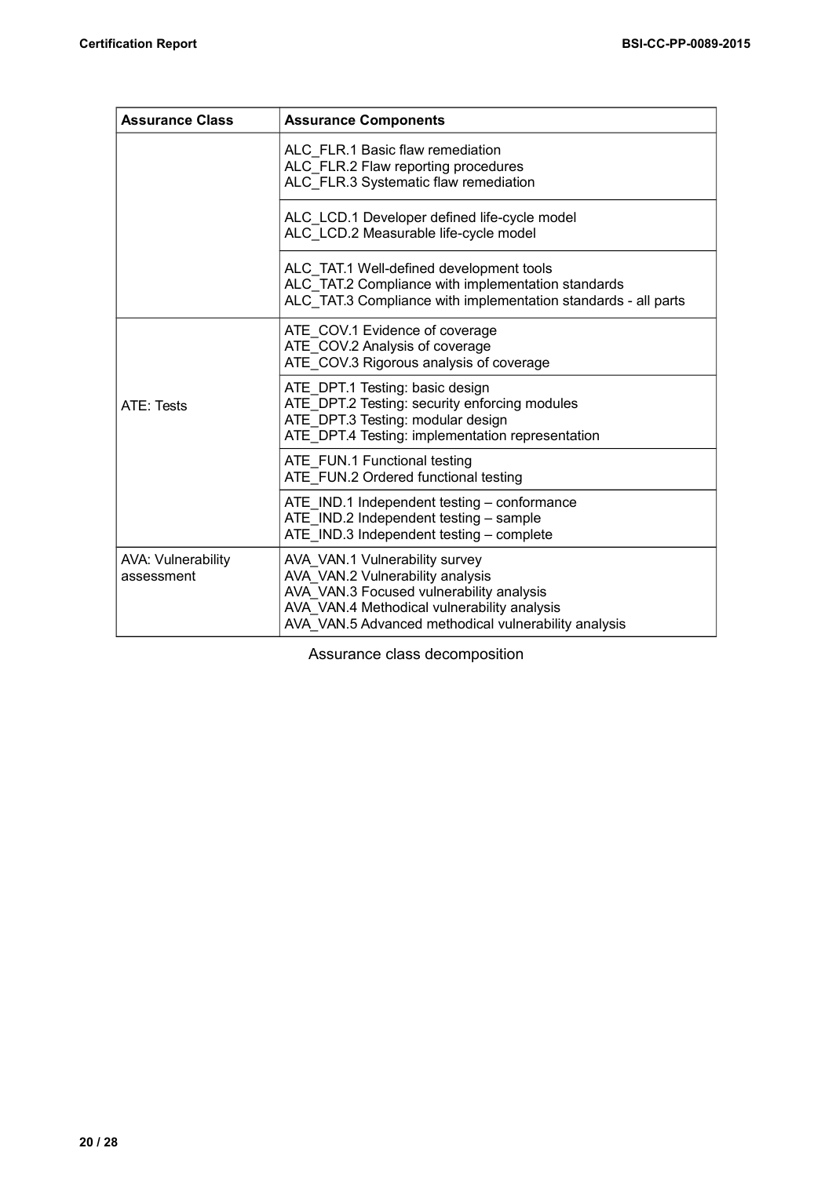| Assurance Class | Assurance Components |
|---|---|
| | ALC_FLR.1 Basic flaw remediation<br>ALC_FLR.2 Flaw reporting procedures<br>ALC_FLR.3 Systematic flaw remediation |
| | ALC_LCD.1 Developer defined life-cycle model<br>ALC_LCD.2 Measurable life-cycle model |
| | ALC_TAT.1 Well-defined development tools<br>ALC_TAT.2 Compliance with implementation standards<br>ALC_TAT.3 Compliance with implementation standards - all parts |
| ATE: Tests | ATE_COV.1 Evidence of coverage<br>ATE_COV.2 Analysis of coverage<br>ATE_COV.3 Rigorous analysis of coverage |
| | ATE_DPT.1 Testing: basic design<br>ATE_DPT.2 Testing: security enforcing modules<br>ATE_DPT.3 Testing: modular design<br>ATE_DPT.4 Testing: implementation representation |
| | ATE_FUN.1 Functional testing<br>ATE_FUN.2 Ordered functional testing |
| | ATE_IND.1 Independent testing – conformance<br>ATE_IND.2 Independent testing – sample<br>ATE_IND.3 Independent testing – complete |
| AVA: Vulnerability assessment | AVA_VAN.1 Vulnerability survey<br>AVA_VAN.2 Vulnerability analysis<br>AVA_VAN.3 Focused vulnerability analysis<br>AVA_VAN.4 Methodical vulnerability analysis<br>AVA_VAN.5 Advanced methodical vulnerability analysis |

Assurance class decomposition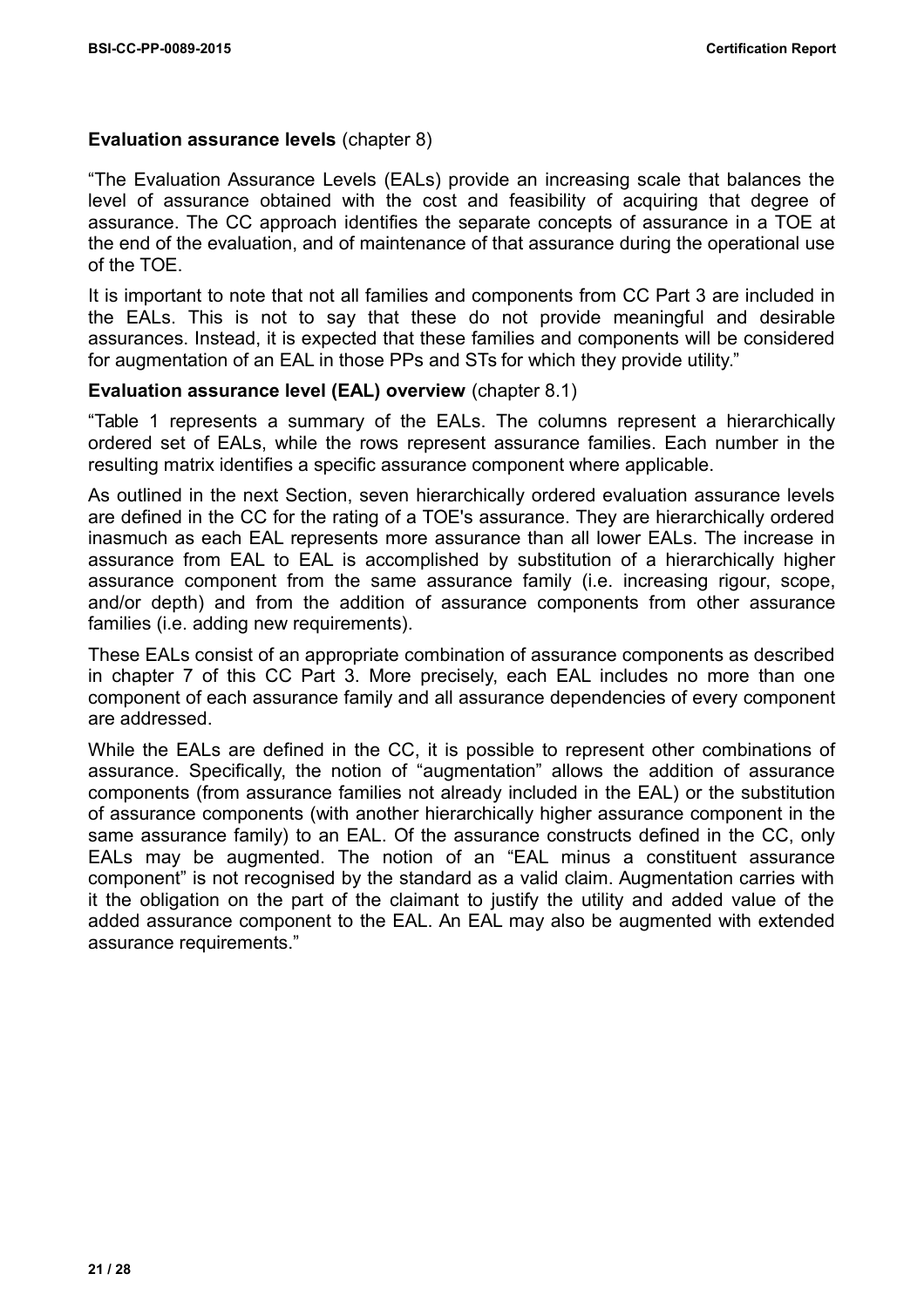**Evaluation assurance levels** (chapter 8)

“The Evaluation Assurance Levels (EALs) provide an increasing scale that balances the level of assurance obtained with the cost and feasibility of acquiring that degree of assurance. The CC approach identifies the separate concepts of assurance in a TOE at the end of the evaluation, and of maintenance of that assurance during the operational use of the TOE.

It is important to note that not all families and components from CC Part 3 are included in the EALs. This is not to say that these do not provide meaningful and desirable assurances. Instead, it is expected that these families and components will be considered for augmentation of an EAL in those PPs and STs for which they provide utility.”

**Evaluation assurance level (EAL) overview** (chapter 8.1)

“Table 1 represents a summary of the EALs. The columns represent a hierarchically ordered set of EALs, while the rows represent assurance families. Each number in the resulting matrix identifies a specific assurance component where applicable.

As outlined in the next Section, seven hierarchically ordered evaluation assurance levels are defined in the CC for the rating of a TOE's assurance. They are hierarchically ordered inasmuch as each EAL represents more assurance than all lower EALs. The increase in assurance from EAL to EAL is accomplished by substitution of a hierarchically higher assurance component from the same assurance family (i.e. increasing rigour, scope, and/or depth) and from the addition of assurance components from other assurance families (i.e. adding new requirements).

These EALs consist of an appropriate combination of assurance components as described in chapter 7 of this CC Part 3. More precisely, each EAL includes no more than one component of each assurance family and all assurance dependencies of every component are addressed.

While the EALs are defined in the CC, it is possible to represent other combinations of assurance. Specifically, the notion of “augmentation” allows the addition of assurance components (from assurance families not already included in the EAL) or the substitution of assurance components (with another hierarchically higher assurance component in the same assurance family) to an EAL. Of the assurance constructs defined in the CC, only EALs may be augmented. The notion of an “EAL minus a constituent assurance component” is not recognised by the standard as a valid claim. Augmentation carries with it the obligation on the part of the claimant to justify the utility and added value of the added assurance component to the EAL. An EAL may also be augmented with extended assurance requirements.”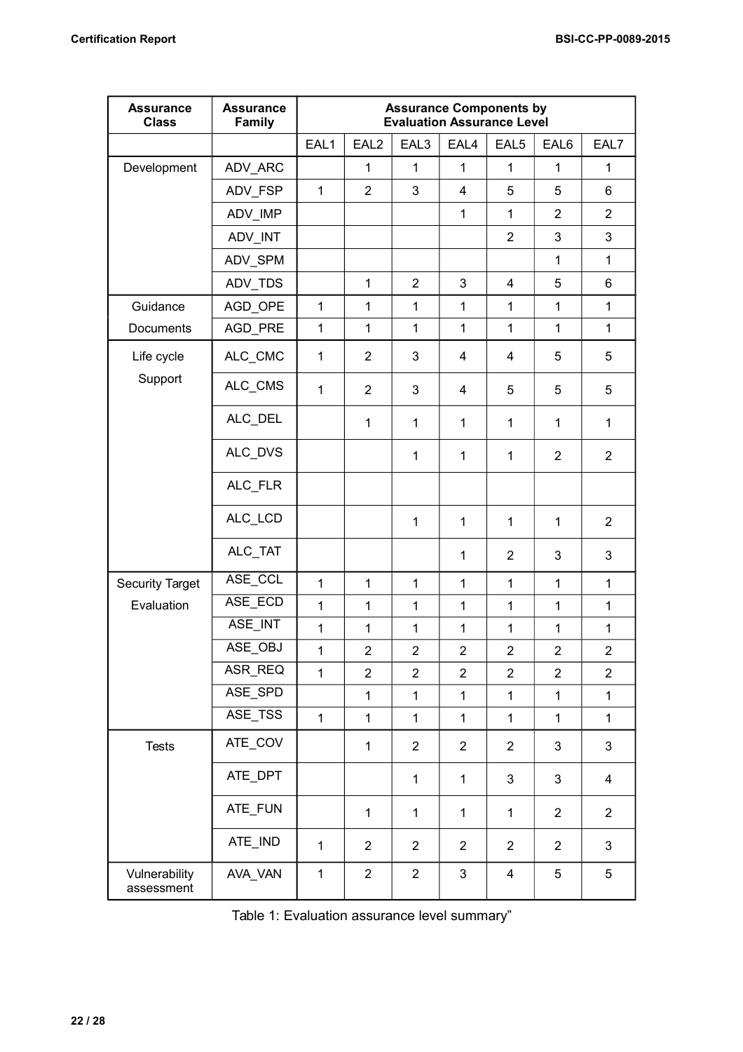| Assurance Class | Assurance Family | Assurance Components by Evaluation Assurance Level | | | | | | |
|---|---|---|---|---|---|---|---|---|
| | | EAL1 | EAL2 | EAL3 | EAL4 | EAL5 | EAL6 | EAL7 |
| Development | ADV_ARC | | 1 | 1 | 1 | 1 | 1 | 1 |
| | ADV_FSP | 1 | 2 | 3 | 4 | 5 | 5 | 6 |
| | ADV_IMP | | | | 1 | 1 | 2 | 2 |
| | ADV_INT | | | | | 2 | 3 | 3 |
| | ADV_SPM | | | | | | 1 | 1 |
| | ADV_TDS | | 1 | 2 | 3 | 4 | 5 | 6 |
| Guidance Documents | AGD_OPE | 1 | 1 | 1 | 1 | 1 | 1 | 1 |
| | AGD_PRE | 1 | 1 | 1 | 1 | 1 | 1 | 1 |
| Life cycle Support | ALC_CMC | 1 | 2 | 3 | 4 | 4 | 5 | 5 |
| | ALC_CMS | 1 | 2 | 3 | 4 | 5 | 5 | 5 |
| | ALC_DEL | | 1 | 1 | 1 | 1 | 1 | 1 |
| | ALC_DVS | | | 1 | 1 | 1 | 2 | 2 |
| | ALC_FLR | | | | | | | |
| | ALC_LCD | | | 1 | 1 | 1 | 1 | 2 |
| | ALC_TAT | | | | 1 | 2 | 3 | 3 |
| Security Target Evaluation | ASE_CCL | 1 | 1 | 1 | 1 | 1 | 1 | 1 |
| | ASE_ECD | 1 | 1 | 1 | 1 | 1 | 1 | 1 |
| | ASE_INT | 1 | 1 | 1 | 1 | 1 | 1 | 1 |
| | ASE_OBJ | 1 | 2 | 2 | 2 | 2 | 2 | 2 |
| | ASR_REQ | 1 | 2 | 2 | 2 | 2 | 2 | 2 |
| | ASE_SPD | | 1 | 1 | 1 | 1 | 1 | 1 |
| | ASE_TSS | 1 | 1 | 1 | 1 | 1 | 1 | 1 |
| Tests | ATE_COV | | 1 | 2 | 2 | 2 | 3 | 3 |
| | ATE_DPT | | | 1 | 1 | 3 | 3 | 4 |
| | ATE_FUN | | 1 | 1 | 1 | 1 | 2 | 2 |
| | ATE_IND | 1 | 2 | 2 | 2 | 2 | 2 | 3 |
| Vulnerability assessment | AVA_VAN | 1 | 2 | 2 | 3 | 4 | 5 | 5 |

Table 1: Evaluation assurance level summary"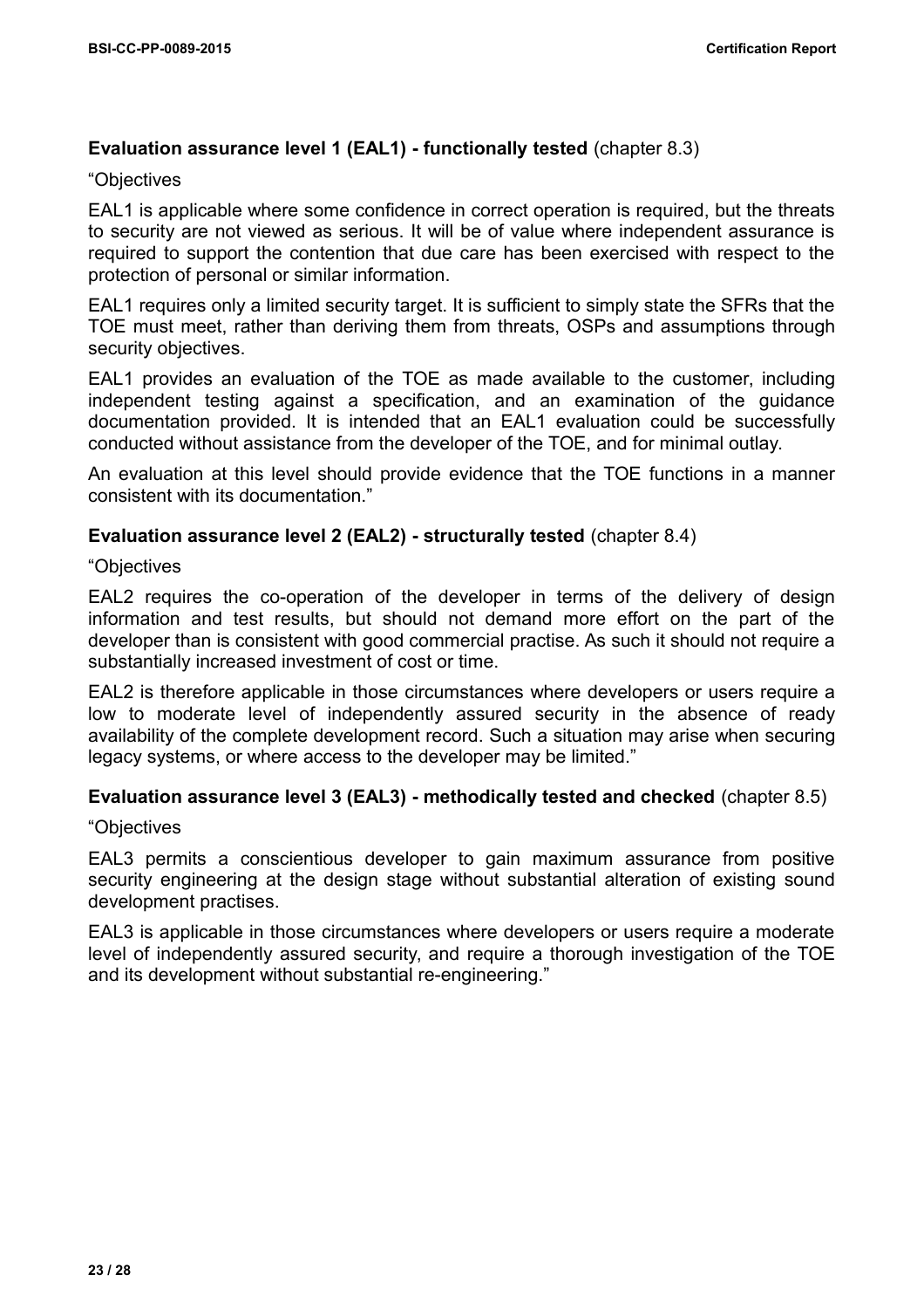**Evaluation assurance level 1 (EAL1) - functionally tested** (chapter 8.3)

“Objectives

EAL1 is applicable where some confidence in correct operation is required, but the threats to security are not viewed as serious. It will be of value where independent assurance is required to support the contention that due care has been exercised with respect to the protection of personal or similar information.

EAL1 requires only a limited security target. It is sufficient to simply state the SFRs that the TOE must meet, rather than deriving them from threats, OSPs and assumptions through security objectives.

EAL1 provides an evaluation of the TOE as made available to the customer, including independent testing against a specification, and an examination of the guidance documentation provided. It is intended that an EAL1 evaluation could be successfully conducted without assistance from the developer of the TOE, and for minimal outlay.

An evaluation at this level should provide evidence that the TOE functions in a manner consistent with its documentation.”

**Evaluation assurance level 2 (EAL2) - structurally tested** (chapter 8.4)

“Objectives

EAL2 requires the co-operation of the developer in terms of the delivery of design information and test results, but should not demand more effort on the part of the developer than is consistent with good commercial practise. As such it should not require a substantially increased investment of cost or time.

EAL2 is therefore applicable in those circumstances where developers or users require a low to moderate level of independently assured security in the absence of ready availability of the complete development record. Such a situation may arise when securing legacy systems, or where access to the developer may be limited.”

**Evaluation assurance level 3 (EAL3) - methodically tested and checked** (chapter 8.5)

“Objectives

EAL3 permits a conscientious developer to gain maximum assurance from positive security engineering at the design stage without substantial alteration of existing sound development practises.

EAL3 is applicable in those circumstances where developers or users require a moderate level of independently assured security, and require a thorough investigation of the TOE and its development without substantial re-engineering.”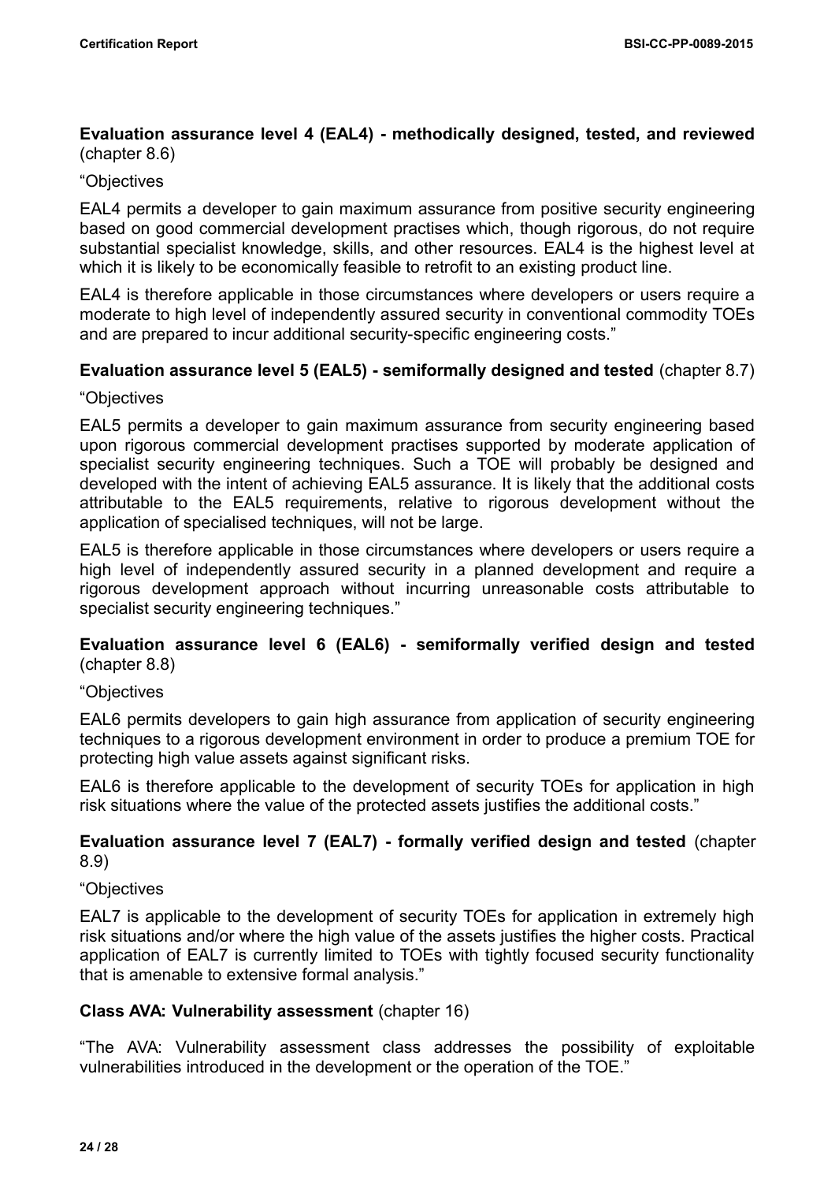**Evaluation assurance level 4 (EAL4) - methodically designed, tested, and reviewed** (chapter 8.6)

“Objectives

EAL4 permits a developer to gain maximum assurance from positive security engineering based on good commercial development practises which, though rigorous, do not require substantial specialist knowledge, skills, and other resources. EAL4 is the highest level at which it is likely to be economically feasible to retrofit to an existing product line.

EAL4 is therefore applicable in those circumstances where developers or users require a moderate to high level of independently assured security in conventional commodity TOEs and are prepared to incur additional security-specific engineering costs.”

**Evaluation assurance level 5 (EAL5) - semiformally designed and tested** (chapter 8.7)

“Objectives

EAL5 permits a developer to gain maximum assurance from security engineering based upon rigorous commercial development practises supported by moderate application of specialist security engineering techniques. Such a TOE will probably be designed and developed with the intent of achieving EAL5 assurance. It is likely that the additional costs attributable to the EAL5 requirements, relative to rigorous development without the application of specialised techniques, will not be large.

EAL5 is therefore applicable in those circumstances where developers or users require a high level of independently assured security in a planned development and require a rigorous development approach without incurring unreasonable costs attributable to specialist security engineering techniques.”

**Evaluation assurance level 6 (EAL6) - semiformally verified design and tested** (chapter 8.8)

“Objectives

EAL6 permits developers to gain high assurance from application of security engineering techniques to a rigorous development environment in order to produce a premium TOE for protecting high value assets against significant risks.

EAL6 is therefore applicable to the development of security TOEs for application in high risk situations where the value of the protected assets justifies the additional costs.”

**Evaluation assurance level 7 (EAL7) - formally verified design and tested** (chapter 8.9)

“Objectives

EAL7 is applicable to the development of security TOEs for application in extremely high risk situations and/or where the high value of the assets justifies the higher costs. Practical application of EAL7 is currently limited to TOEs with tightly focused security functionality that is amenable to extensive formal analysis.”

**Class AVA: Vulnerability assessment** (chapter 16)

“The AVA: Vulnerability assessment class addresses the possibility of exploitable vulnerabilities introduced in the development or the operation of the TOE.”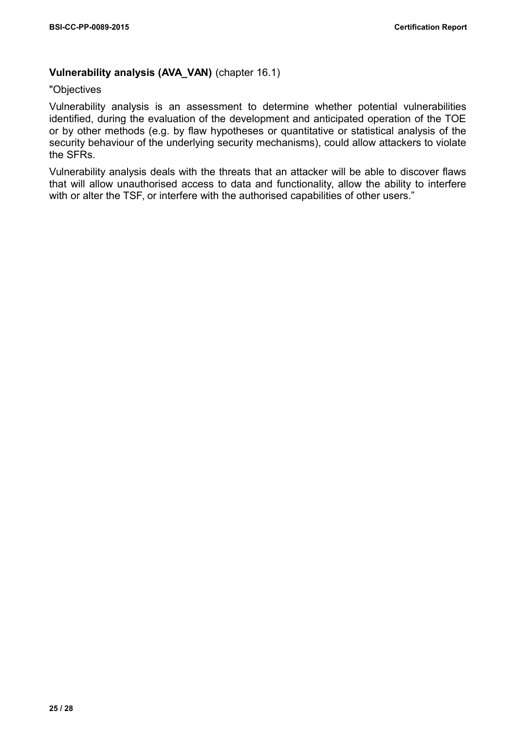**Vulnerability analysis (AVA_VAN)** (chapter 16.1)

"Objectives

Vulnerability analysis is an assessment to determine whether potential vulnerabilities identified, during the evaluation of the development and anticipated operation of the TOE or by other methods (e.g. by flaw hypotheses or quantitative or statistical analysis of the security behaviour of the underlying security mechanisms), could allow attackers to violate the SFRs.

Vulnerability analysis deals with the threats that an attacker will be able to discover flaws that will allow unauthorised access to data and functionality, allow the ability to interfere with or alter the TSF, or interfere with the authorised capabilities of other users."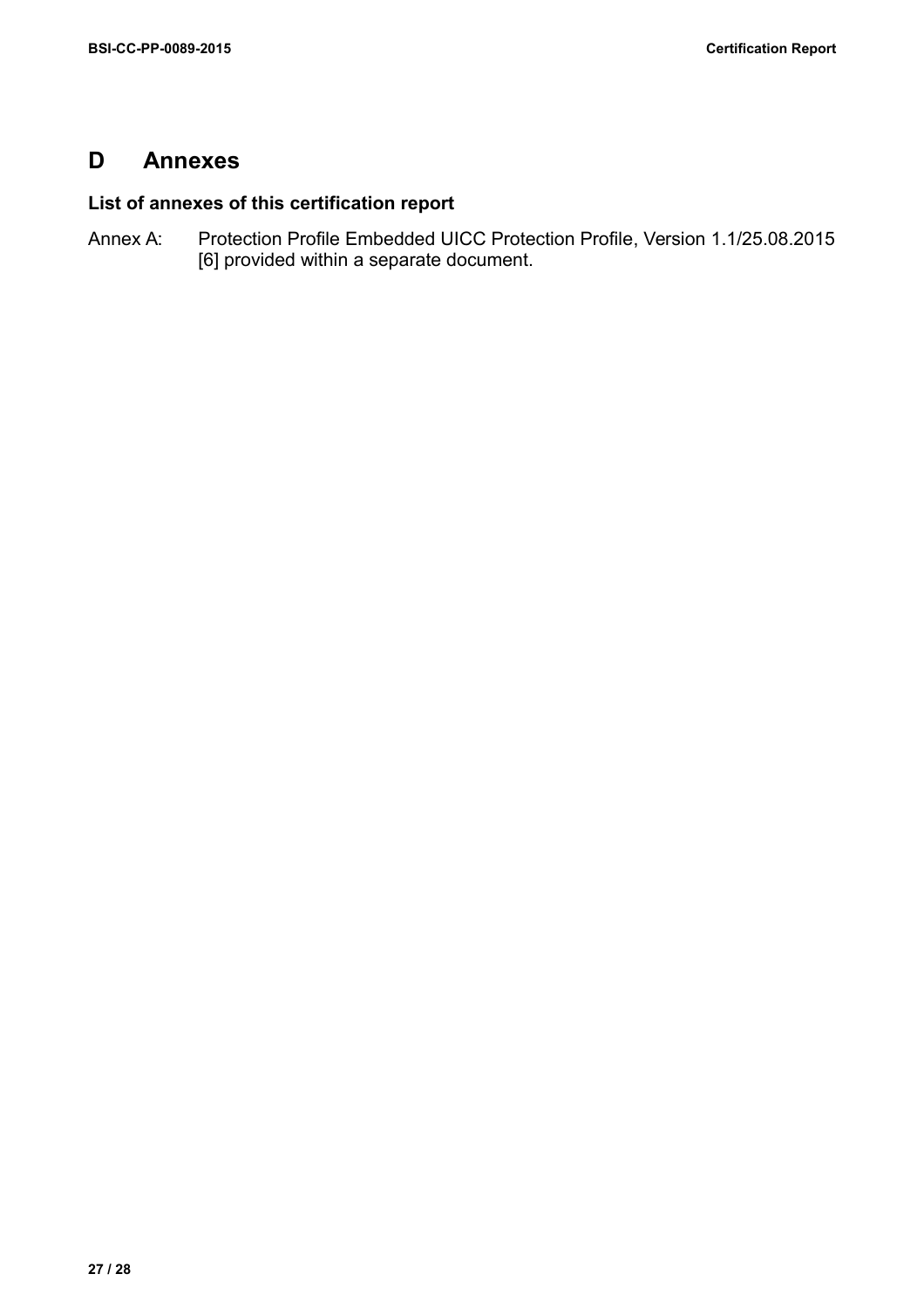# D Annexes

## List of annexes of this certification report

Annex A: Protection Profile Embedded UICC Protection Profile, Version 1.1/25.08.2015 [6] provided within a separate document.